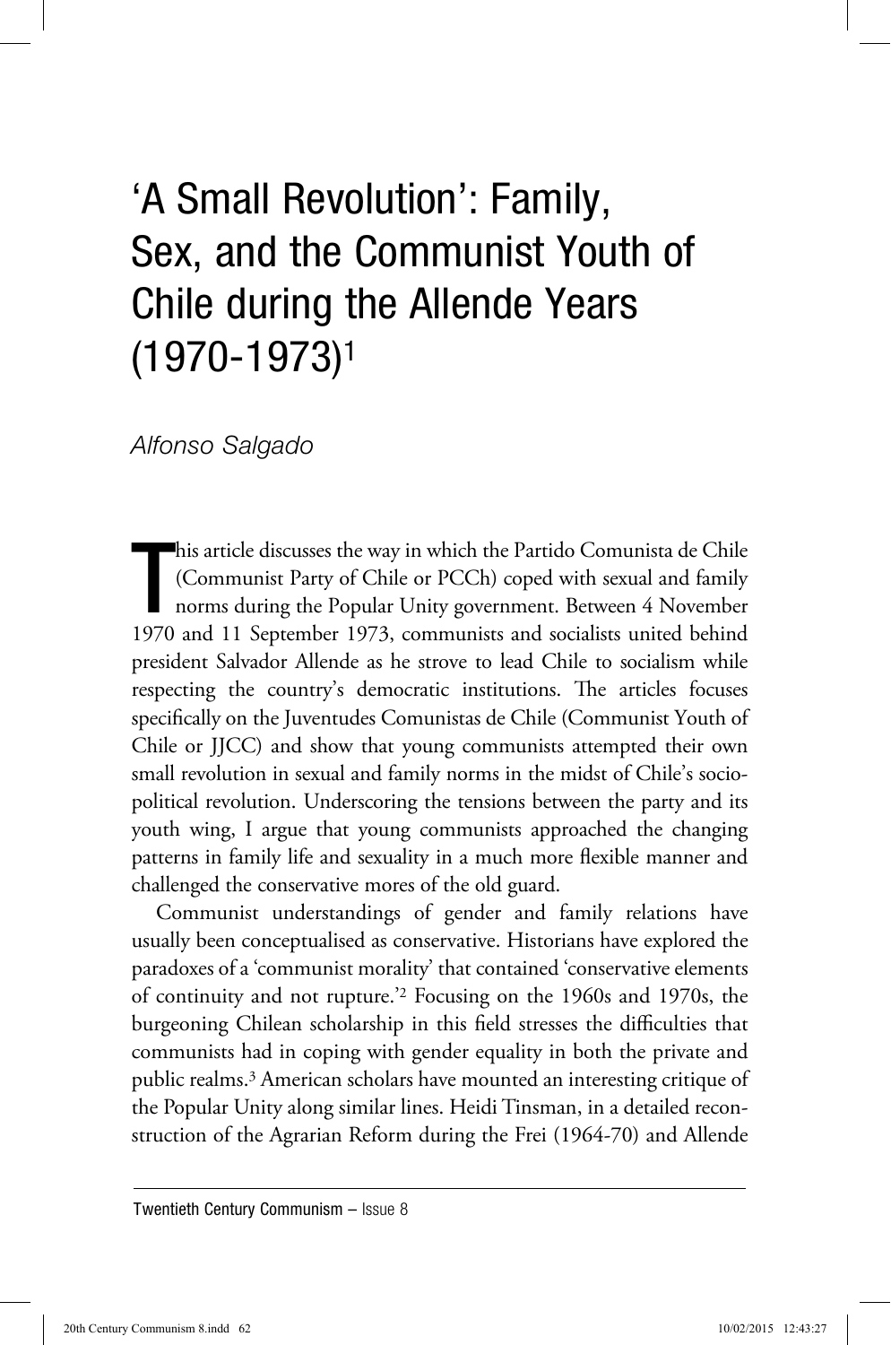# 'A Small Revolution': Family, Sex, and the Communist Youth of Chile during the Allende Years (1970-1973)[1]

*Alfonso Salgado*

This article discusses the way in which the Partido Comunista de Chile (Communist Party of Chile or PCCh) coped with sexual and family norms during the Popular Unity government. Between 4 November 1970 and 11 September 1973, communists and socialists united behind president Salvador Allende as he strove to lead Chile to socialism while respecting the country's democratic institutions. The articles focuses specifically on the Juventudes Comunistas de Chile (Communist Youth of Chile or JJCC) and show that young communists attempted their own small revolution in sexual and family norms in the midst of Chile's socio-political revolution. Underscoring the tensions between the party and its youth wing, I argue that young communists approached the changing patterns in family life and sexuality in a much more flexible manner and challenged the conservative mores of the old guard.

Communist understandings of gender and family relations have usually been conceptualised as conservative. Historians have explored the paradoxes of a 'communist morality' that contained 'conservative elements of continuity and not rupture.'[2] Focusing on the 1960s and 1970s, the burgeoning Chilean scholarship in this field stresses the difficulties that communists had in coping with gender equality in both the private and public realms.[3] American scholars have mounted an interesting critique of the Popular Unity along similar lines. Heidi Tinsman, in a detailed reconstruction of the Agrarian Reform during the Frei (1964-70) and Allende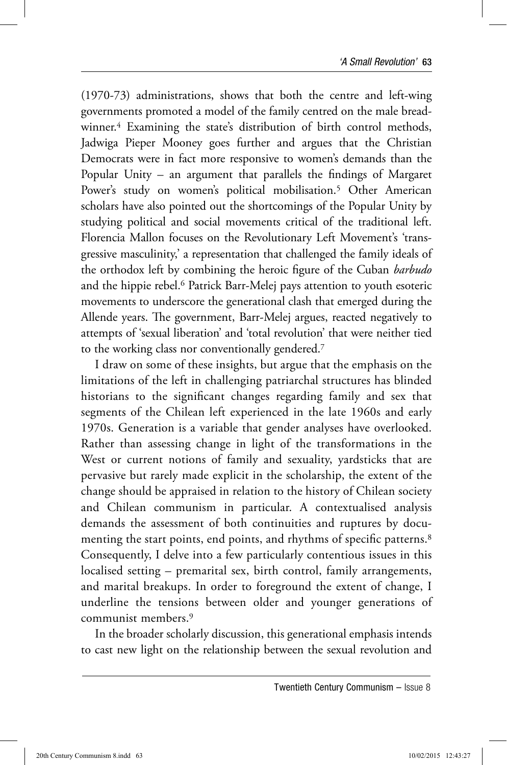(1970-73) administrations, shows that both the centre and left-wing governments promoted a model of the family centred on the male breadwinner.[4] Examining the state's distribution of birth control methods, Jadwiga Pieper Mooney goes further and argues that the Christian Democrats were in fact more responsive to women's demands than the Popular Unity – an argument that parallels the findings of Margaret Power's study on women's political mobilisation.[5] Other American scholars have also pointed out the shortcomings of the Popular Unity by studying political and social movements critical of the traditional left. Florencia Mallon focuses on the Revolutionary Left Movement's 'transgressive masculinity,' a representation that challenged the family ideals of the orthodox left by combining the heroic figure of the Cuban *barbudo* and the hippie rebel.[6] Patrick Barr-Melej pays attention to youth esoteric movements to underscore the generational clash that emerged during the Allende years. The government, Barr-Melej argues, reacted negatively to attempts of 'sexual liberation' and 'total revolution' that were neither tied to the working class nor conventionally gendered.[7]

I draw on some of these insights, but argue that the emphasis on the limitations of the left in challenging patriarchal structures has blinded historians to the significant changes regarding family and sex that segments of the Chilean left experienced in the late 1960s and early 1970s. Generation is a variable that gender analyses have overlooked. Rather than assessing change in light of the transformations in the West or current notions of family and sexuality, yardsticks that are pervasive but rarely made explicit in the scholarship, the extent of the change should be appraised in relation to the history of Chilean society and Chilean communism in particular. A contextualised analysis demands the assessment of both continuities and ruptures by documenting the start points, end points, and rhythms of specific patterns.[8] Consequently, I delve into a few particularly contentious issues in this localised setting – premarital sex, birth control, family arrangements, and marital breakups. In order to foreground the extent of change, I underline the tensions between older and younger generations of communist members.[9]

In the broader scholarly discussion, this generational emphasis intends to cast new light on the relationship between the sexual revolution and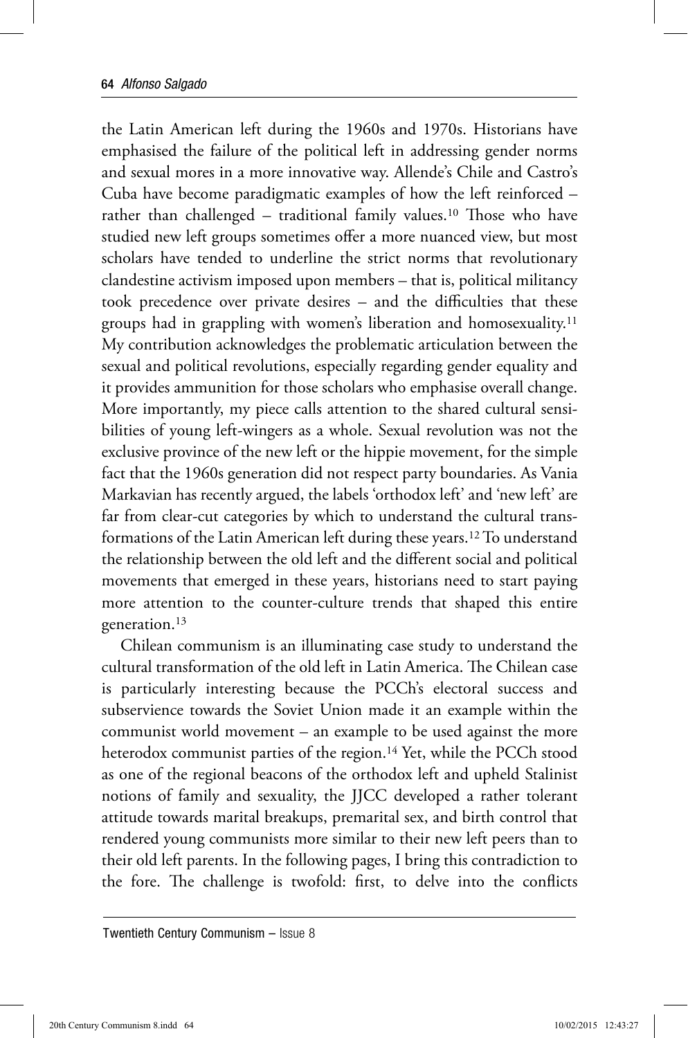the Latin American left during the 1960s and 1970s. Historians have emphasised the failure of the political left in addressing gender norms and sexual mores in a more innovative way. Allende's Chile and Castro's Cuba have become paradigmatic examples of how the left reinforced – rather than challenged – traditional family values.[10] Those who have studied new left groups sometimes offer a more nuanced view, but most scholars have tended to underline the strict norms that revolutionary clandestine activism imposed upon members – that is, political militancy took precedence over private desires – and the difficulties that these groups had in grappling with women's liberation and homosexuality.[11] My contribution acknowledges the problematic articulation between the sexual and political revolutions, especially regarding gender equality and it provides ammunition for those scholars who emphasise overall change. More importantly, my piece calls attention to the shared cultural sensibilities of young left-wingers as a whole. Sexual revolution was not the exclusive province of the new left or the hippie movement, for the simple fact that the 1960s generation did not respect party boundaries. As Vania Markavian has recently argued, the labels 'orthodox left' and 'new left' are far from clear-cut categories by which to understand the cultural transformations of the Latin American left during these years.[12] To understand the relationship between the old left and the different social and political movements that emerged in these years, historians need to start paying more attention to the counter-culture trends that shaped this entire generation.[13]

Chilean communism is an illuminating case study to understand the cultural transformation of the old left in Latin America. The Chilean case is particularly interesting because the PCCh's electoral success and subservience towards the Soviet Union made it an example within the communist world movement – an example to be used against the more heterodox communist parties of the region.[14] Yet, while the PCCh stood as one of the regional beacons of the orthodox left and upheld Stalinist notions of family and sexuality, the JJCC developed a rather tolerant attitude towards marital breakups, premarital sex, and birth control that rendered young communists more similar to their new left peers than to their old left parents. In the following pages, I bring this contradiction to the fore. The challenge is twofold: first, to delve into the conflicts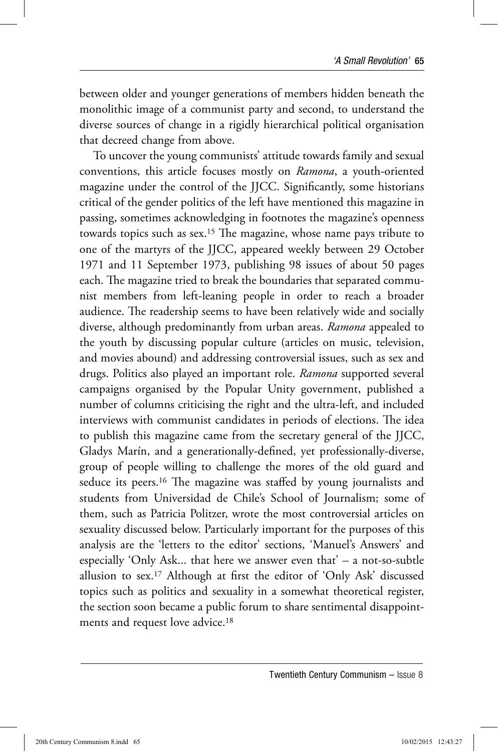between older and younger generations of members hidden beneath the monolithic image of a communist party and second, to understand the diverse sources of change in a rigidly hierarchical political organisation that decreed change from above.

To uncover the young communists' attitude towards family and sexual conventions, this article focuses mostly on *Ramona*, a youth-oriented magazine under the control of the JJCC. Significantly, some historians critical of the gender politics of the left have mentioned this magazine in passing, sometimes acknowledging in footnotes the magazine's openness towards topics such as sex.[15] The magazine, whose name pays tribute to one of the martyrs of the JJCC, appeared weekly between 29 October 1971 and 11 September 1973, publishing 98 issues of about 50 pages each. The magazine tried to break the boundaries that separated communist members from left-leaning people in order to reach a broader audience. The readership seems to have been relatively wide and socially diverse, although predominantly from urban areas. *Ramona* appealed to the youth by discussing popular culture (articles on music, television, and movies abound) and addressing controversial issues, such as sex and drugs. Politics also played an important role. *Ramona* supported several campaigns organised by the Popular Unity government, published a number of columns criticising the right and the ultra-left, and included interviews with communist candidates in periods of elections. The idea to publish this magazine came from the secretary general of the JJCC, Gladys Marín, and a generationally-defined, yet professionally-diverse, group of people willing to challenge the mores of the old guard and seduce its peers.[16] The magazine was staffed by young journalists and students from Universidad de Chile's School of Journalism; some of them, such as Patricia Politzer, wrote the most controversial articles on sexuality discussed below. Particularly important for the purposes of this analysis are the 'letters to the editor' sections, 'Manuel's Answers' and especially 'Only Ask... that here we answer even that' – a not-so-subtle allusion to sex.[17] Although at first the editor of 'Only Ask' discussed topics such as politics and sexuality in a somewhat theoretical register, the section soon became a public forum to share sentimental disappointments and request love advice.[18]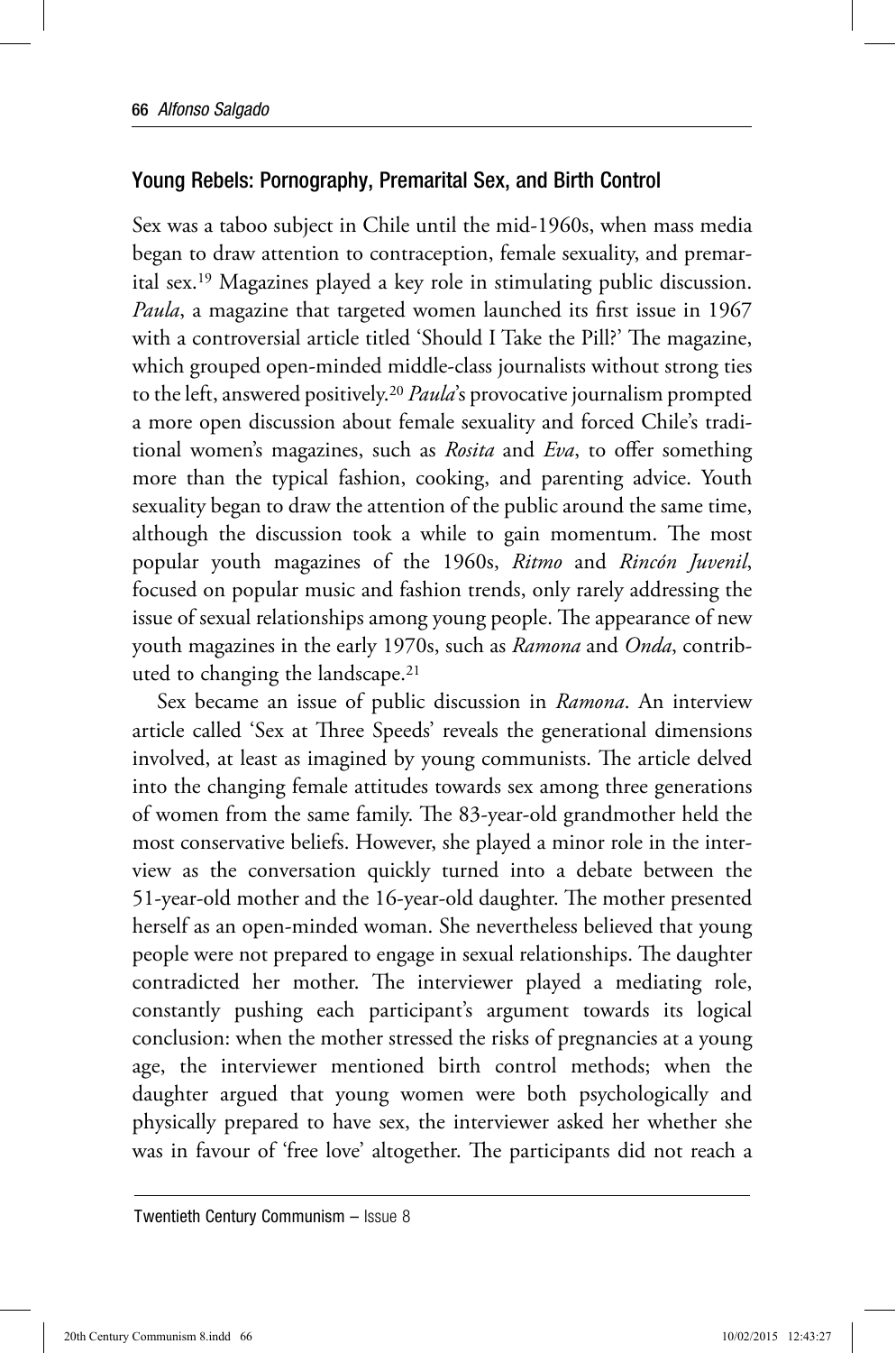## Young Rebels: Pornography, Premarital Sex, and Birth Control

Sex was a taboo subject in Chile until the mid-1960s, when mass media began to draw attention to contraception, female sexuality, and premarital sex.[19] Magazines played a key role in stimulating public discussion. *Paula*, a magazine that targeted women launched its first issue in 1967 with a controversial article titled 'Should I Take the Pill?' The magazine, which grouped open-minded middle-class journalists without strong ties to the left, answered positively.[20] *Paula*'s provocative journalism prompted a more open discussion about female sexuality and forced Chile's traditional women's magazines, such as *Rosita* and *Eva*, to offer something more than the typical fashion, cooking, and parenting advice. Youth sexuality began to draw the attention of the public around the same time, although the discussion took a while to gain momentum. The most popular youth magazines of the 1960s, *Ritmo* and *Rincón Juvenil*, focused on popular music and fashion trends, only rarely addressing the issue of sexual relationships among young people. The appearance of new youth magazines in the early 1970s, such as *Ramona* and *Onda*, contributed to changing the landscape.[21]

Sex became an issue of public discussion in *Ramona*. An interview article called 'Sex at Three Speeds' reveals the generational dimensions involved, at least as imagined by young communists. The article delved into the changing female attitudes towards sex among three generations of women from the same family. The 83-year-old grandmother held the most conservative beliefs. However, she played a minor role in the interview as the conversation quickly turned into a debate between the 51-year-old mother and the 16-year-old daughter. The mother presented herself as an open-minded woman. She nevertheless believed that young people were not prepared to engage in sexual relationships. The daughter contradicted her mother. The interviewer played a mediating role, constantly pushing each participant's argument towards its logical conclusion: when the mother stressed the risks of pregnancies at a young age, the interviewer mentioned birth control methods; when the daughter argued that young women were both psychologically and physically prepared to have sex, the interviewer asked her whether she was in favour of 'free love' altogether. The participants did not reach a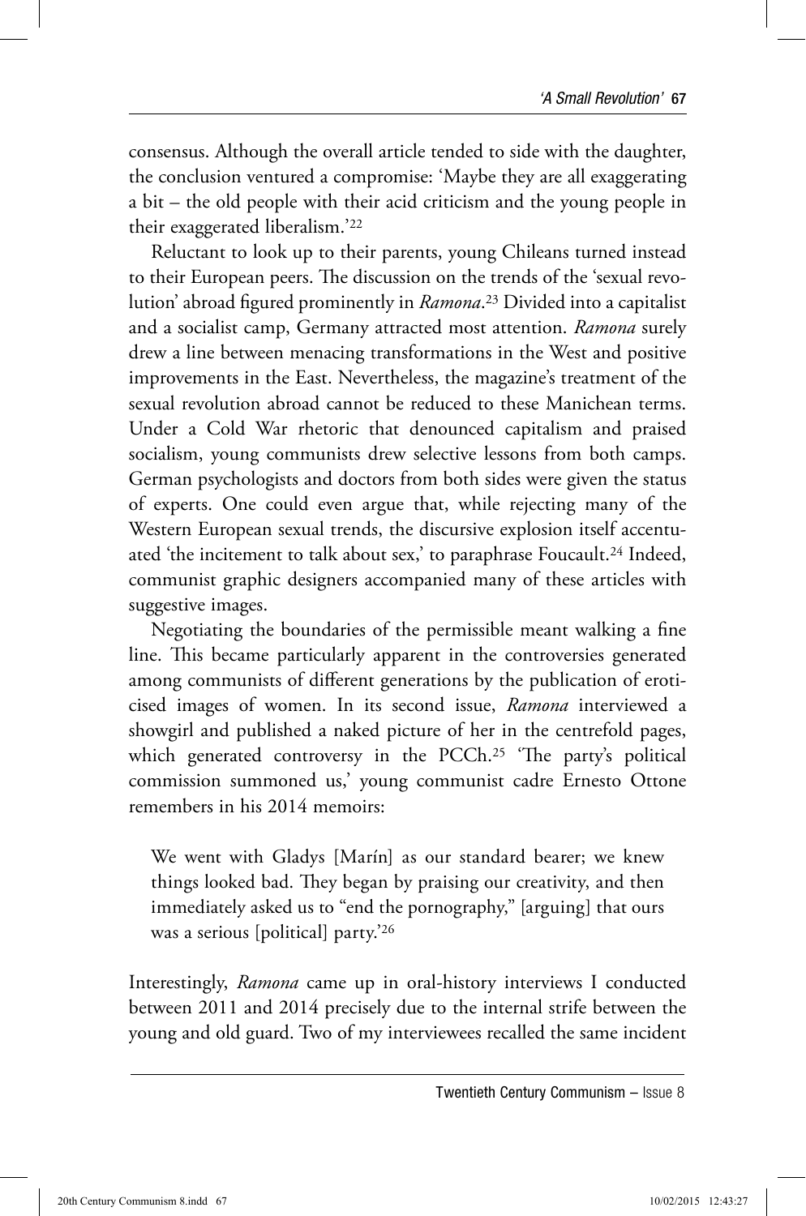consensus. Although the overall article tended to side with the daughter, the conclusion ventured a compromise: 'Maybe they are all exaggerating a bit – the old people with their acid criticism and the young people in their exaggerated liberalism.'[22]

Reluctant to look up to their parents, young Chileans turned instead to their European peers. The discussion on the trends of the 'sexual revolution' abroad figured prominently in *Ramona*.[23] Divided into a capitalist and a socialist camp, Germany attracted most attention. *Ramona* surely drew a line between menacing transformations in the West and positive improvements in the East. Nevertheless, the magazine's treatment of the sexual revolution abroad cannot be reduced to these Manichean terms. Under a Cold War rhetoric that denounced capitalism and praised socialism, young communists drew selective lessons from both camps. German psychologists and doctors from both sides were given the status of experts. One could even argue that, while rejecting many of the Western European sexual trends, the discursive explosion itself accentuated 'the incitement to talk about sex,' to paraphrase Foucault.[24] Indeed, communist graphic designers accompanied many of these articles with suggestive images.

Negotiating the boundaries of the permissible meant walking a fine line. This became particularly apparent in the controversies generated among communists of different generations by the publication of eroticised images of women. In its second issue, *Ramona* interviewed a showgirl and published a naked picture of her in the centrefold pages, which generated controversy in the PCCh.[25] 'The party's political commission summoned us,' young communist cadre Ernesto Ottone remembers in his 2014 memoirs:

> We went with Gladys [Marín] as our standard bearer; we knew things looked bad. They began by praising our creativity, and then immediately asked us to "end the pornography," [arguing] that ours was a serious [political] party.'[26]

Interestingly, *Ramona* came up in oral-history interviews I conducted between 2011 and 2014 precisely due to the internal strife between the young and old guard. Two of my interviewees recalled the same incident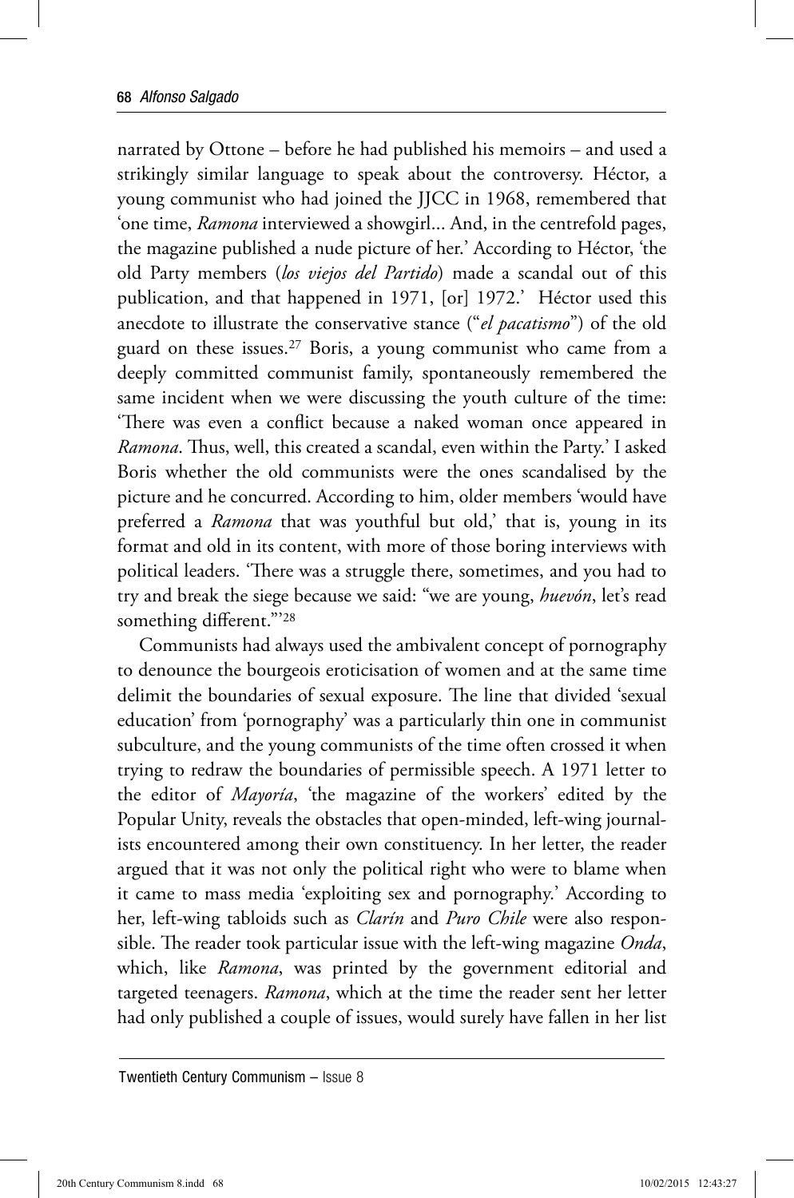narrated by Ottone – before he had published his memoirs – and used a strikingly similar language to speak about the controversy. Héctor, a young communist who had joined the JJCC in 1968, remembered that 'one time, *Ramona* interviewed a showgirl... And, in the centrefold pages, the magazine published a nude picture of her.' According to Héctor, 'the old Party members (*los viejos del Partido*) made a scandal out of this publication, and that happened in 1971, [or] 1972.' Héctor used this anecdote to illustrate the conservative stance ("*el pacatismo*") of the old guard on these issues.[27] Boris, a young communist who came from a deeply committed communist family, spontaneously remembered the same incident when we were discussing the youth culture of the time: 'There was even a conflict because a naked woman once appeared in *Ramona*. Thus, well, this created a scandal, even within the Party.' I asked Boris whether the old communists were the ones scandalised by the picture and he concurred. According to him, older members 'would have preferred a *Ramona* that was youthful but old,' that is, young in its format and old in its content, with more of those boring interviews with political leaders. 'There was a struggle there, sometimes, and you had to try and break the siege because we said: "we are young, *huevón*, let's read something different."'[28]

Communists had always used the ambivalent concept of pornography to denounce the bourgeois eroticisation of women and at the same time delimit the boundaries of sexual exposure. The line that divided 'sexual education' from 'pornography' was a particularly thin one in communist subculture, and the young communists of the time often crossed it when trying to redraw the boundaries of permissible speech. A 1971 letter to the editor of *Mayoría*, 'the magazine of the workers' edited by the Popular Unity, reveals the obstacles that open-minded, left-wing journalists encountered among their own constituency. In her letter, the reader argued that it was not only the political right who were to blame when it came to mass media 'exploiting sex and pornography.' According to her, left-wing tabloids such as *Clarín* and *Puro Chile* were also responsible. The reader took particular issue with the left-wing magazine *Onda*, which, like *Ramona*, was printed by the government editorial and targeted teenagers. *Ramona*, which at the time the reader sent her letter had only published a couple of issues, would surely have fallen in her list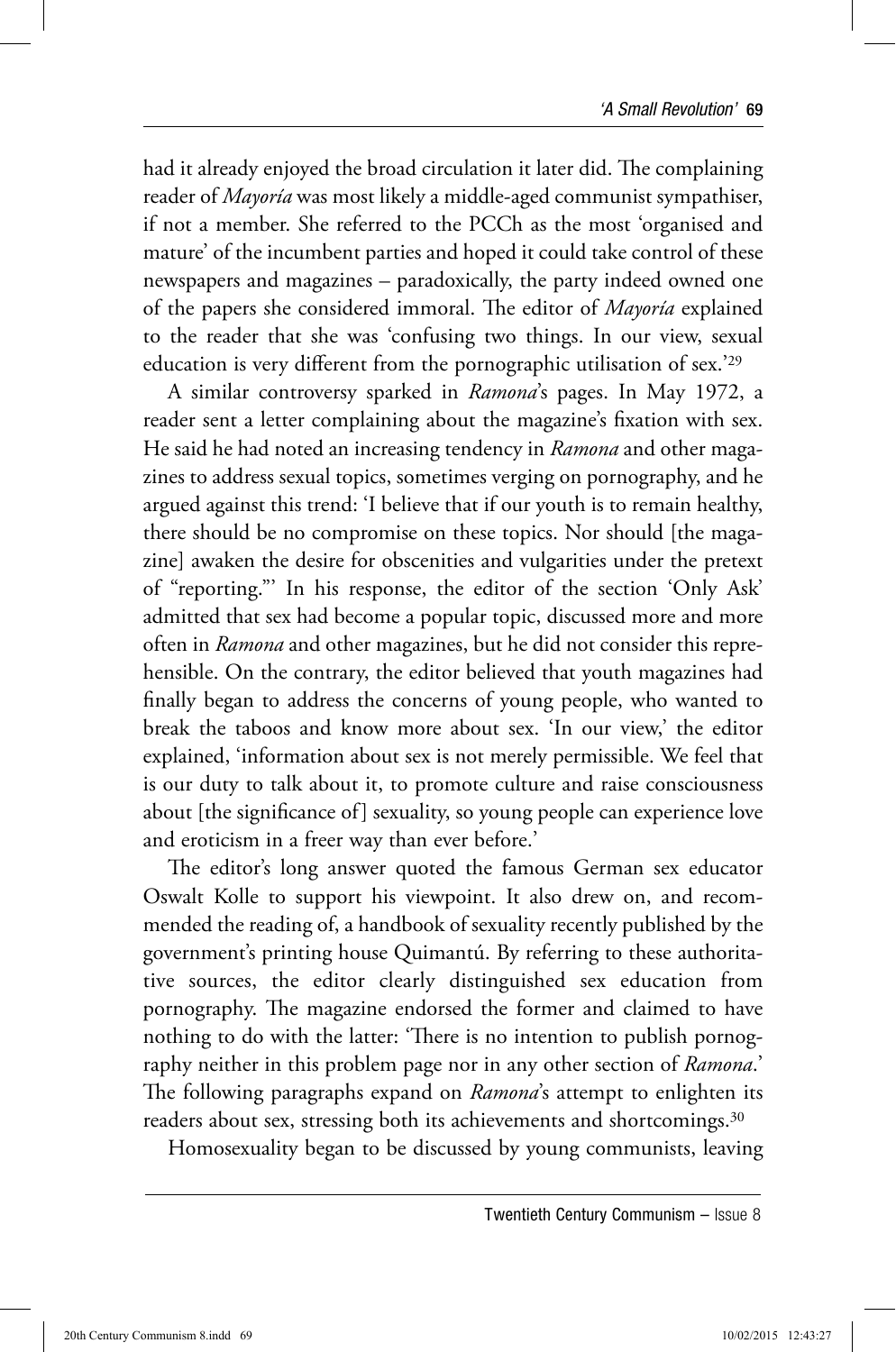had it already enjoyed the broad circulation it later did. The complaining reader of *Mayoría* was most likely a middle-aged communist sympathiser, if not a member. She referred to the PCCh as the most 'organised and mature' of the incumbent parties and hoped it could take control of these newspapers and magazines – paradoxically, the party indeed owned one of the papers she considered immoral. The editor of *Mayoría* explained to the reader that she was 'confusing two things. In our view, sexual education is very different from the pornographic utilisation of sex.'[29]

A similar controversy sparked in *Ramona*'s pages. In May 1972, a reader sent a letter complaining about the magazine's fixation with sex. He said he had noted an increasing tendency in *Ramona* and other magazines to address sexual topics, sometimes verging on pornography, and he argued against this trend: 'I believe that if our youth is to remain healthy, there should be no compromise on these topics. Nor should [the magazine] awaken the desire for obscenities and vulgarities under the pretext of "reporting."' In his response, the editor of the section 'Only Ask' admitted that sex had become a popular topic, discussed more and more often in *Ramona* and other magazines, but he did not consider this reprehensible. On the contrary, the editor believed that youth magazines had finally began to address the concerns of young people, who wanted to break the taboos and know more about sex. 'In our view,' the editor explained, 'information about sex is not merely permissible. We feel that is our duty to talk about it, to promote culture and raise consciousness about [the significance of] sexuality, so young people can experience love and eroticism in a freer way than ever before.'

The editor's long answer quoted the famous German sex educator Oswalt Kolle to support his viewpoint. It also drew on, and recommended the reading of, a handbook of sexuality recently published by the government's printing house Quimantú. By referring to these authoritative sources, the editor clearly distinguished sex education from pornography. The magazine endorsed the former and claimed to have nothing to do with the latter: 'There is no intention to publish pornography neither in this problem page nor in any other section of *Ramona*.' The following paragraphs expand on *Ramona*'s attempt to enlighten its readers about sex, stressing both its achievements and shortcomings.[30]

Homosexuality began to be discussed by young communists, leaving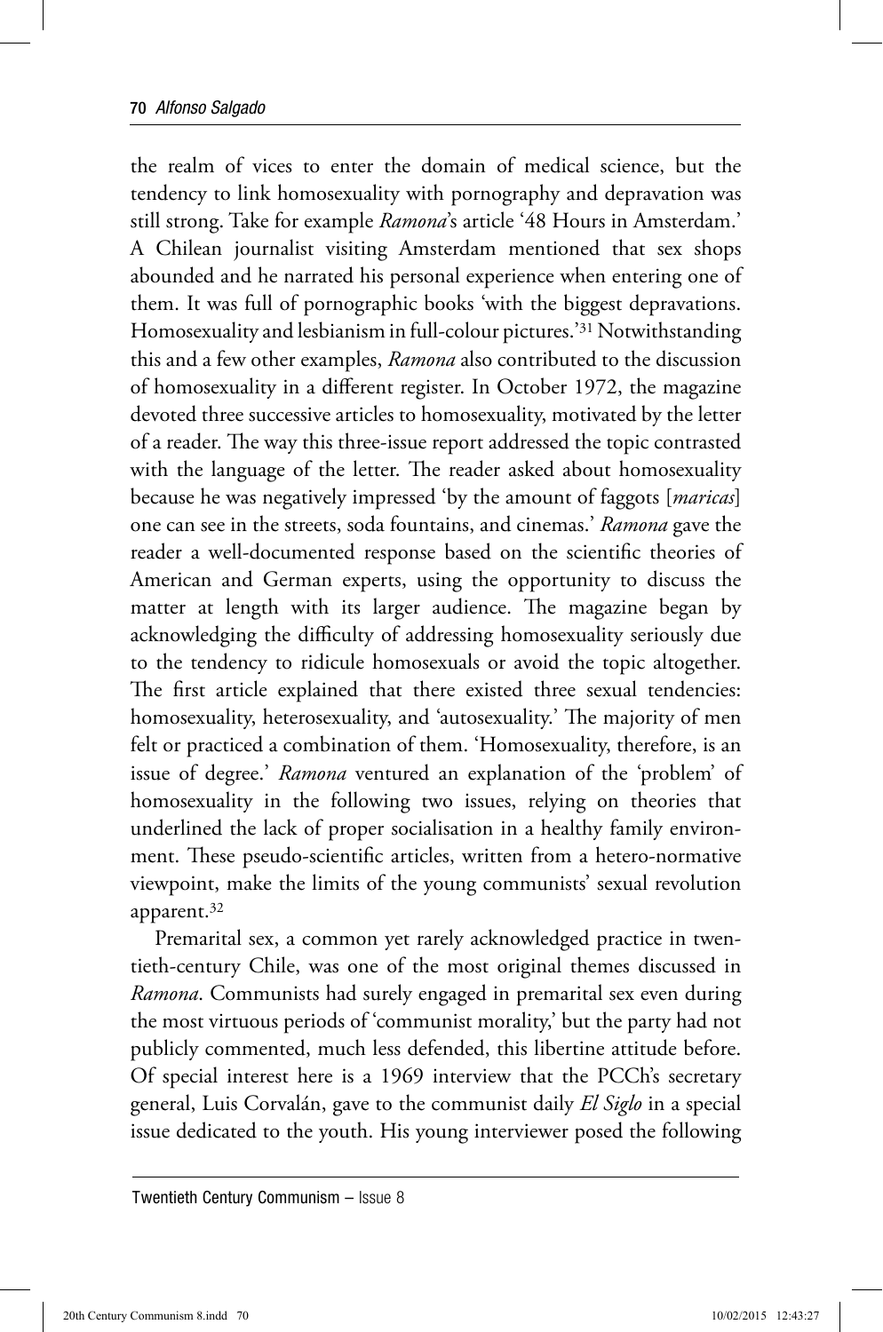the realm of vices to enter the domain of medical science, but the tendency to link homosexuality with pornography and depravation was still strong. Take for example *Ramona*'s article '48 Hours in Amsterdam.' A Chilean journalist visiting Amsterdam mentioned that sex shops abounded and he narrated his personal experience when entering one of them. It was full of pornographic books 'with the biggest depravations. Homosexuality and lesbianism in full-colour pictures.'[31] Notwithstanding this and a few other examples, *Ramona* also contributed to the discussion of homosexuality in a different register. In October 1972, the magazine devoted three successive articles to homosexuality, motivated by the letter of a reader. The way this three-issue report addressed the topic contrasted with the language of the letter. The reader asked about homosexuality because he was negatively impressed 'by the amount of faggots [*maricas*] one can see in the streets, soda fountains, and cinemas.' *Ramona* gave the reader a well-documented response based on the scientific theories of American and German experts, using the opportunity to discuss the matter at length with its larger audience. The magazine began by acknowledging the difficulty of addressing homosexuality seriously due to the tendency to ridicule homosexuals or avoid the topic altogether. The first article explained that there existed three sexual tendencies: homosexuality, heterosexuality, and 'autosexuality.' The majority of men felt or practiced a combination of them. 'Homosexuality, therefore, is an issue of degree.' *Ramona* ventured an explanation of the 'problem' of homosexuality in the following two issues, relying on theories that underlined the lack of proper socialisation in a healthy family environment. These pseudo-scientific articles, written from a hetero-normative viewpoint, make the limits of the young communists' sexual revolution apparent.[32]

Premarital sex, a common yet rarely acknowledged practice in twentieth-century Chile, was one of the most original themes discussed in *Ramona*. Communists had surely engaged in premarital sex even during the most virtuous periods of 'communist morality,' but the party had not publicly commented, much less defended, this libertine attitude before. Of special interest here is a 1969 interview that the PCCh's secretary general, Luis Corvalán, gave to the communist daily *El Siglo* in a special issue dedicated to the youth. His young interviewer posed the following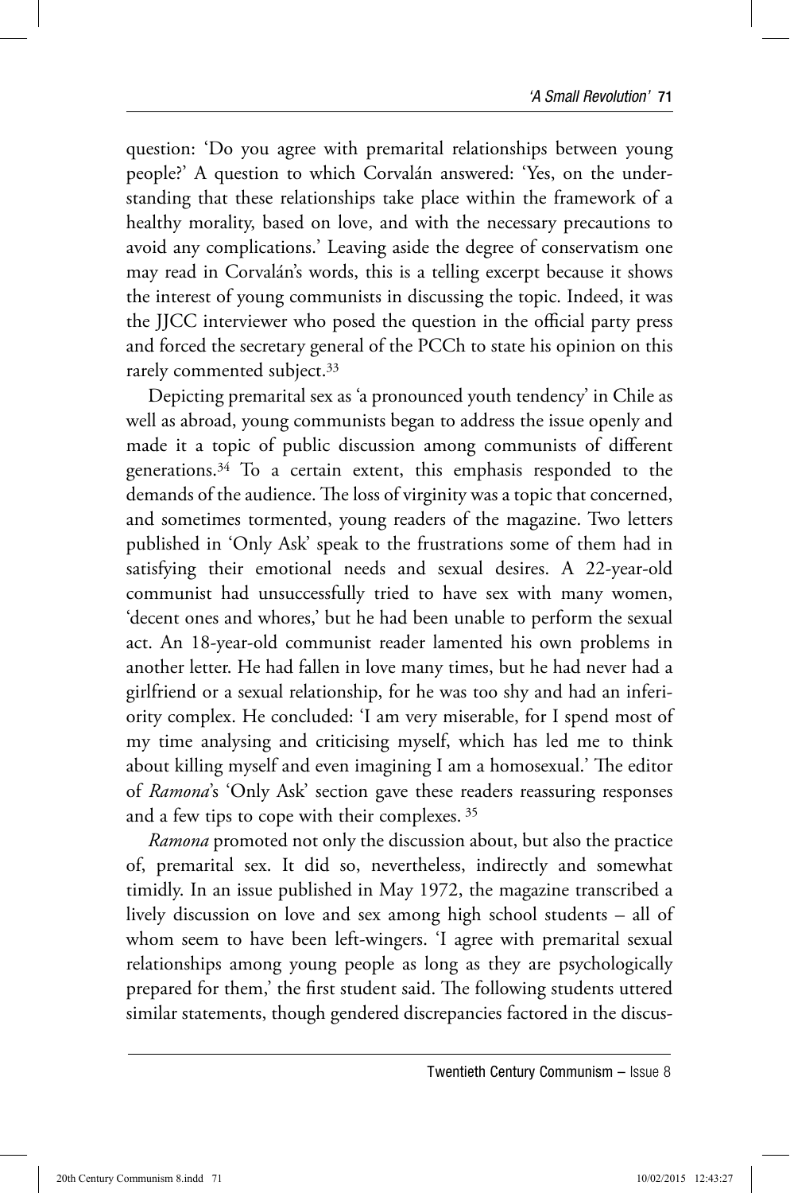question: 'Do you agree with premarital relationships between young people?' A question to which Corvalán answered: 'Yes, on the understanding that these relationships take place within the framework of a healthy morality, based on love, and with the necessary precautions to avoid any complications.' Leaving aside the degree of conservatism one may read in Corvalán's words, this is a telling excerpt because it shows the interest of young communists in discussing the topic. Indeed, it was the JJCC interviewer who posed the question in the official party press and forced the secretary general of the PCCh to state his opinion on this rarely commented subject.[33]

Depicting premarital sex as 'a pronounced youth tendency' in Chile as well as abroad, young communists began to address the issue openly and made it a topic of public discussion among communists of different generations.[34] To a certain extent, this emphasis responded to the demands of the audience. The loss of virginity was a topic that concerned, and sometimes tormented, young readers of the magazine. Two letters published in 'Only Ask' speak to the frustrations some of them had in satisfying their emotional needs and sexual desires. A 22-year-old communist had unsuccessfully tried to have sex with many women, 'decent ones and whores,' but he had been unable to perform the sexual act. An 18-year-old communist reader lamented his own problems in another letter. He had fallen in love many times, but he had never had a girlfriend or a sexual relationship, for he was too shy and had an inferiority complex. He concluded: 'I am very miserable, for I spend most of my time analysing and criticising myself, which has led me to think about killing myself and even imagining I am a homosexual.' The editor of *Ramona*'s 'Only Ask' section gave these readers reassuring responses and a few tips to cope with their complexes. [35]

*Ramona* promoted not only the discussion about, but also the practice of, premarital sex. It did so, nevertheless, indirectly and somewhat timidly. In an issue published in May 1972, the magazine transcribed a lively discussion on love and sex among high school students – all of whom seem to have been left-wingers. 'I agree with premarital sexual relationships among young people as long as they are psychologically prepared for them,' the first student said. The following students uttered similar statements, though gendered discrepancies factored in the discus-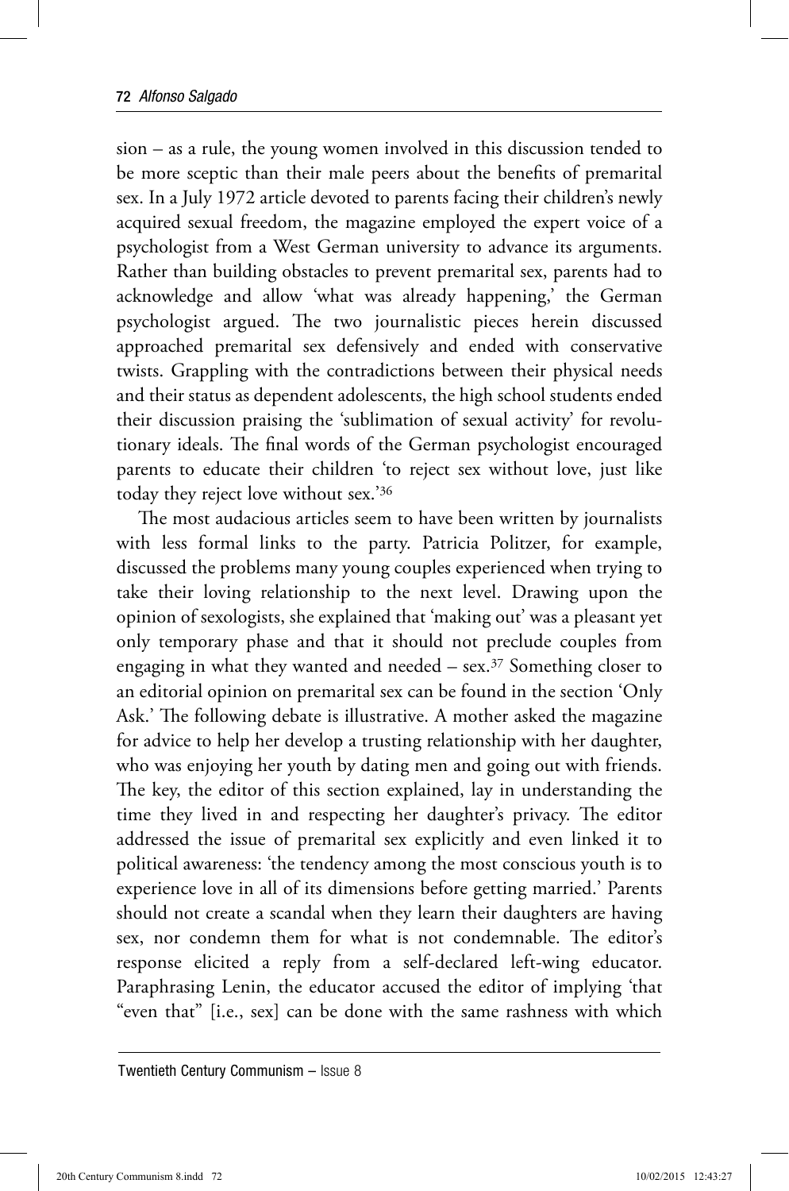sion – as a rule, the young women involved in this discussion tended to be more sceptic than their male peers about the benefits of premarital sex. In a July 1972 article devoted to parents facing their children's newly acquired sexual freedom, the magazine employed the expert voice of a psychologist from a West German university to advance its arguments. Rather than building obstacles to prevent premarital sex, parents had to acknowledge and allow 'what was already happening,' the German psychologist argued. The two journalistic pieces herein discussed approached premarital sex defensively and ended with conservative twists. Grappling with the contradictions between their physical needs and their status as dependent adolescents, the high school students ended their discussion praising the 'sublimation of sexual activity' for revolutionary ideals. The final words of the German psychologist encouraged parents to educate their children 'to reject sex without love, just like today they reject love without sex.'[36]

The most audacious articles seem to have been written by journalists with less formal links to the party. Patricia Politzer, for example, discussed the problems many young couples experienced when trying to take their loving relationship to the next level. Drawing upon the opinion of sexologists, she explained that 'making out' was a pleasant yet only temporary phase and that it should not preclude couples from engaging in what they wanted and needed – sex.[37] Something closer to an editorial opinion on premarital sex can be found in the section 'Only Ask.' The following debate is illustrative. A mother asked the magazine for advice to help her develop a trusting relationship with her daughter, who was enjoying her youth by dating men and going out with friends. The key, the editor of this section explained, lay in understanding the time they lived in and respecting her daughter's privacy. The editor addressed the issue of premarital sex explicitly and even linked it to political awareness: 'the tendency among the most conscious youth is to experience love in all of its dimensions before getting married.' Parents should not create a scandal when they learn their daughters are having sex, nor condemn them for what is not condemnable. The editor's response elicited a reply from a self-declared left-wing educator. Paraphrasing Lenin, the educator accused the editor of implying 'that "even that" [i.e., sex] can be done with the same rashness with which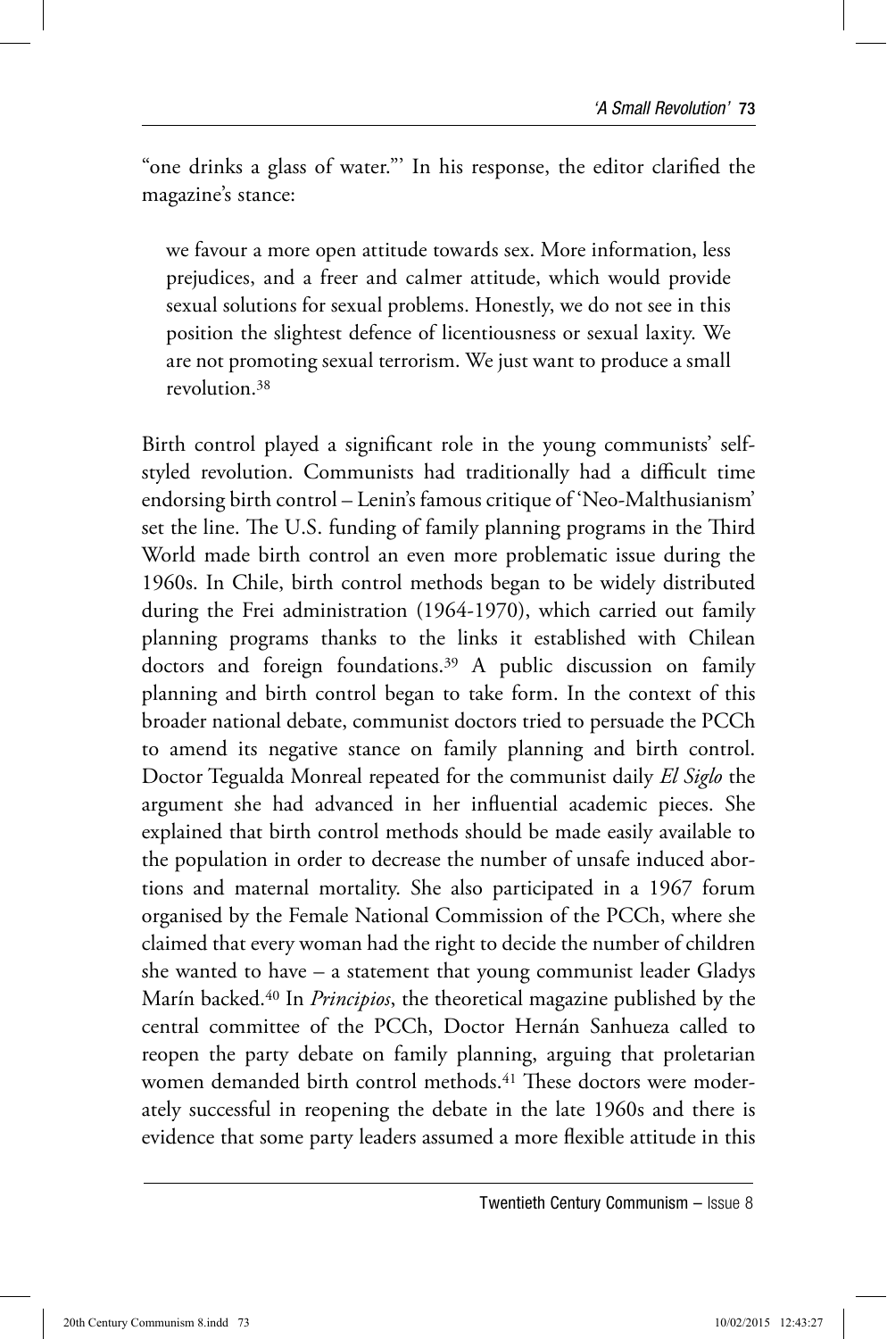"one drinks a glass of water."' In his response, the editor clarified the magazine's stance:

> we favour a more open attitude towards sex. More information, less prejudices, and a freer and calmer attitude, which would provide sexual solutions for sexual problems. Honestly, we do not see in this position the slightest defence of licentiousness or sexual laxity. We are not promoting sexual terrorism. We just want to produce a small revolution.[38]

Birth control played a significant role in the young communists' self-styled revolution. Communists had traditionally had a difficult time endorsing birth control – Lenin's famous critique of 'Neo-Malthusianism' set the line. The U.S. funding of family planning programs in the Third World made birth control an even more problematic issue during the 1960s. In Chile, birth control methods began to be widely distributed during the Frei administration (1964-1970), which carried out family planning programs thanks to the links it established with Chilean doctors and foreign foundations.[39] A public discussion on family planning and birth control began to take form. In the context of this broader national debate, communist doctors tried to persuade the PCCh to amend its negative stance on family planning and birth control. Doctor Tegualda Monreal repeated for the communist daily *El Siglo* the argument she had advanced in her influential academic pieces. She explained that birth control methods should be made easily available to the population in order to decrease the number of unsafe induced abortions and maternal mortality. She also participated in a 1967 forum organised by the Female National Commission of the PCCh, where she claimed that every woman had the right to decide the number of children she wanted to have – a statement that young communist leader Gladys Marín backed.[40] In *Principios*, the theoretical magazine published by the central committee of the PCCh, Doctor Hernán Sanhueza called to reopen the party debate on family planning, arguing that proletarian women demanded birth control methods.[41] These doctors were moderately successful in reopening the debate in the late 1960s and there is evidence that some party leaders assumed a more flexible attitude in this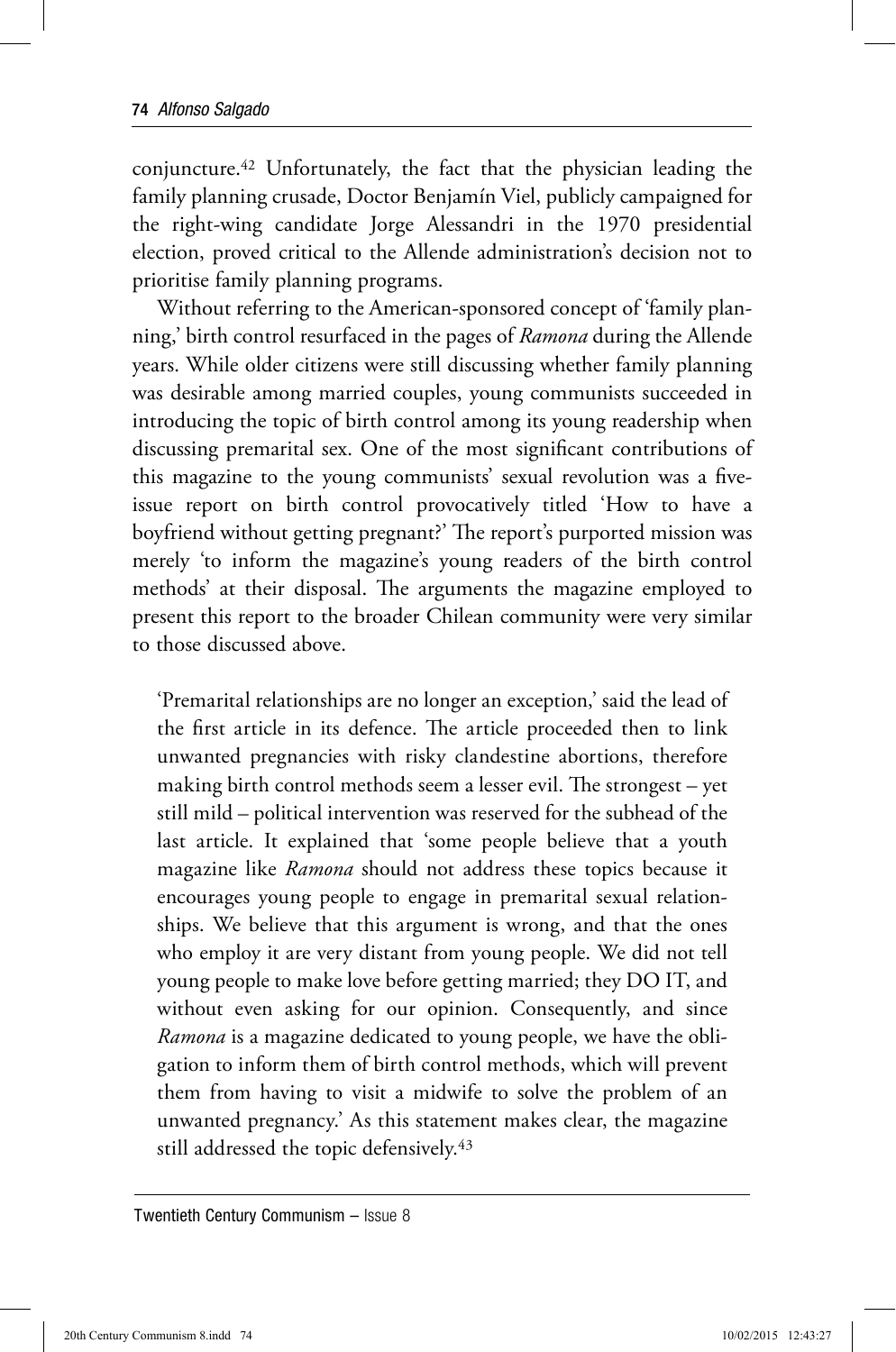conjuncture.[42] Unfortunately, the fact that the physician leading the family planning crusade, Doctor Benjamín Viel, publicly campaigned for the right-wing candidate Jorge Alessandri in the 1970 presidential election, proved critical to the Allende administration's decision not to prioritise family planning programs.

Without referring to the American-sponsored concept of 'family planning,' birth control resurfaced in the pages of *Ramona* during the Allende years. While older citizens were still discussing whether family planning was desirable among married couples, young communists succeeded in introducing the topic of birth control among its young readership when discussing premarital sex. One of the most significant contributions of this magazine to the young communists' sexual revolution was a five-issue report on birth control provocatively titled 'How to have a boyfriend without getting pregnant?' The report's purported mission was merely 'to inform the magazine's young readers of the birth control methods' at their disposal. The arguments the magazine employed to present this report to the broader Chilean community were very similar to those discussed above.

'Premarital relationships are no longer an exception,' said the lead of the first article in its defence. The article proceeded then to link unwanted pregnancies with risky clandestine abortions, therefore making birth control methods seem a lesser evil. The strongest – yet still mild – political intervention was reserved for the subhead of the last article. It explained that 'some people believe that a youth magazine like *Ramona* should not address these topics because it encourages young people to engage in premarital sexual relationships. We believe that this argument is wrong, and that the ones who employ it are very distant from young people. We did not tell young people to make love before getting married; they DO IT, and without even asking for our opinion. Consequently, and since *Ramona* is a magazine dedicated to young people, we have the obligation to inform them of birth control methods, which will prevent them from having to visit a midwife to solve the problem of an unwanted pregnancy.' As this statement makes clear, the magazine still addressed the topic defensively.[43]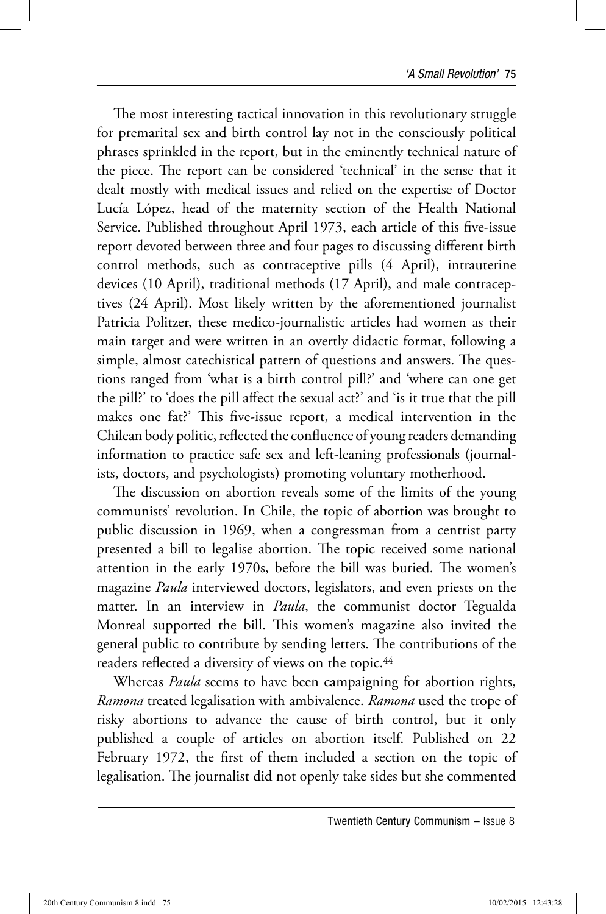The most interesting tactical innovation in this revolutionary struggle for premarital sex and birth control lay not in the consciously political phrases sprinkled in the report, but in the eminently technical nature of the piece. The report can be considered 'technical' in the sense that it dealt mostly with medical issues and relied on the expertise of Doctor Lucía López, head of the maternity section of the Health National Service. Published throughout April 1973, each article of this five-issue report devoted between three and four pages to discussing different birth control methods, such as contraceptive pills (4 April), intrauterine devices (10 April), traditional methods (17 April), and male contraceptives (24 April). Most likely written by the aforementioned journalist Patricia Politzer, these medico-journalistic articles had women as their main target and were written in an overtly didactic format, following a simple, almost catechistical pattern of questions and answers. The questions ranged from 'what is a birth control pill?' and 'where can one get the pill?' to 'does the pill affect the sexual act?' and 'is it true that the pill makes one fat?' This five-issue report, a medical intervention in the Chilean body politic, reflected the confluence of young readers demanding information to practice safe sex and left-leaning professionals (journalists, doctors, and psychologists) promoting voluntary motherhood.

The discussion on abortion reveals some of the limits of the young communists' revolution. In Chile, the topic of abortion was brought to public discussion in 1969, when a congressman from a centrist party presented a bill to legalise abortion. The topic received some national attention in the early 1970s, before the bill was buried. The women's magazine *Paula* interviewed doctors, legislators, and even priests on the matter. In an interview in *Paula*, the communist doctor Tegualda Monreal supported the bill. This women's magazine also invited the general public to contribute by sending letters. The contributions of the readers reflected a diversity of views on the topic.[44]

Whereas *Paula* seems to have been campaigning for abortion rights, *Ramona* treated legalisation with ambivalence. *Ramona* used the trope of risky abortions to advance the cause of birth control, but it only published a couple of articles on abortion itself. Published on 22 February 1972, the first of them included a section on the topic of legalisation. The journalist did not openly take sides but she commented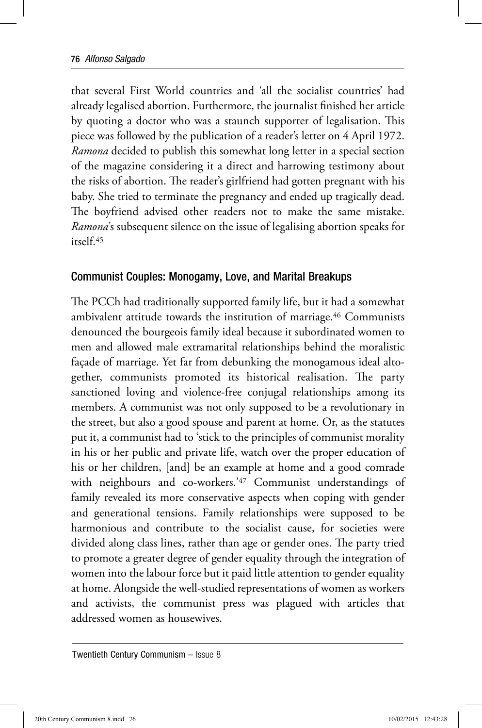that several First World countries and 'all the socialist countries' had already legalised abortion. Furthermore, the journalist finished her article by quoting a doctor who was a staunch supporter of legalisation. This piece was followed by the publication of a reader's letter on 4 April 1972. *Ramona* decided to publish this somewhat long letter in a special section of the magazine considering it a direct and harrowing testimony about the risks of abortion. The reader's girlfriend had gotten pregnant with his baby. She tried to terminate the pregnancy and ended up tragically dead. The boyfriend advised other readers not to make the same mistake. *Ramona*'s subsequent silence on the issue of legalising abortion speaks for itself.[45]

## Communist Couples: Monogamy, Love, and Marital Breakups

The PCCh had traditionally supported family life, but it had a somewhat ambivalent attitude towards the institution of marriage.[46] Communists denounced the bourgeois family ideal because it subordinated women to men and allowed male extramarital relationships behind the moralistic façade of marriage. Yet far from debunking the monogamous ideal altogether, communists promoted its historical realisation. The party sanctioned loving and violence-free conjugal relationships among its members. A communist was not only supposed to be a revolutionary in the street, but also a good spouse and parent at home. Or, as the statutes put it, a communist had to 'stick to the principles of communist morality in his or her public and private life, watch over the proper education of his or her children, [and] be an example at home and a good comrade with neighbours and co-workers.'[47] Communist understandings of family revealed its more conservative aspects when coping with gender and generational tensions. Family relationships were supposed to be harmonious and contribute to the socialist cause, for societies were divided along class lines, rather than age or gender ones. The party tried to promote a greater degree of gender equality through the integration of women into the labour force but it paid little attention to gender equality at home. Alongside the well-studied representations of women as workers and activists, the communist press was plagued with articles that addressed women as housewives.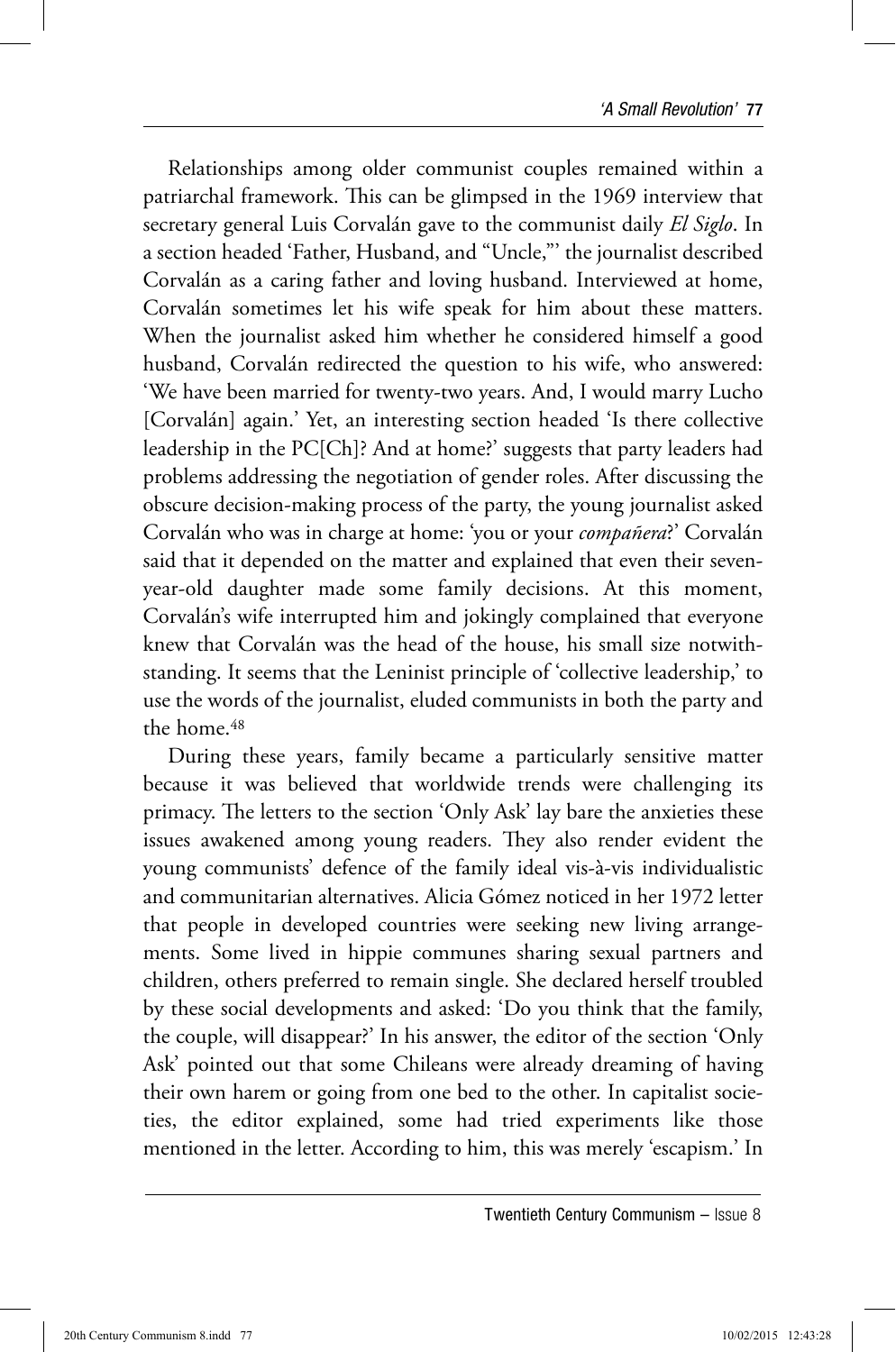Relationships among older communist couples remained within a patriarchal framework. This can be glimpsed in the 1969 interview that secretary general Luis Corvalán gave to the communist daily *El Siglo*. In a section headed 'Father, Husband, and "Uncle,"' the journalist described Corvalán as a caring father and loving husband. Interviewed at home, Corvalán sometimes let his wife speak for him about these matters. When the journalist asked him whether he considered himself a good husband, Corvalán redirected the question to his wife, who answered: 'We have been married for twenty-two years. And, I would marry Lucho [Corvalán] again.' Yet, an interesting section headed 'Is there collective leadership in the PC[Ch]? And at home?' suggests that party leaders had problems addressing the negotiation of gender roles. After discussing the obscure decision-making process of the party, the young journalist asked Corvalán who was in charge at home: 'you or your *compañera*?' Corvalán said that it depended on the matter and explained that even their seven-year-old daughter made some family decisions. At this moment, Corvalán's wife interrupted him and jokingly complained that everyone knew that Corvalán was the head of the house, his small size notwithstanding. It seems that the Leninist principle of 'collective leadership,' to use the words of the journalist, eluded communists in both the party and the home.[48]

During these years, family became a particularly sensitive matter because it was believed that worldwide trends were challenging its primacy. The letters to the section 'Only Ask' lay bare the anxieties these issues awakened among young readers. They also render evident the young communists' defence of the family ideal vis-à-vis individualistic and communitarian alternatives. Alicia Gómez noticed in her 1972 letter that people in developed countries were seeking new living arrangements. Some lived in hippie communes sharing sexual partners and children, others preferred to remain single. She declared herself troubled by these social developments and asked: 'Do you think that the family, the couple, will disappear?' In his answer, the editor of the section 'Only Ask' pointed out that some Chileans were already dreaming of having their own harem or going from one bed to the other. In capitalist societies, the editor explained, some had tried experiments like those mentioned in the letter. According to him, this was merely 'escapism.' In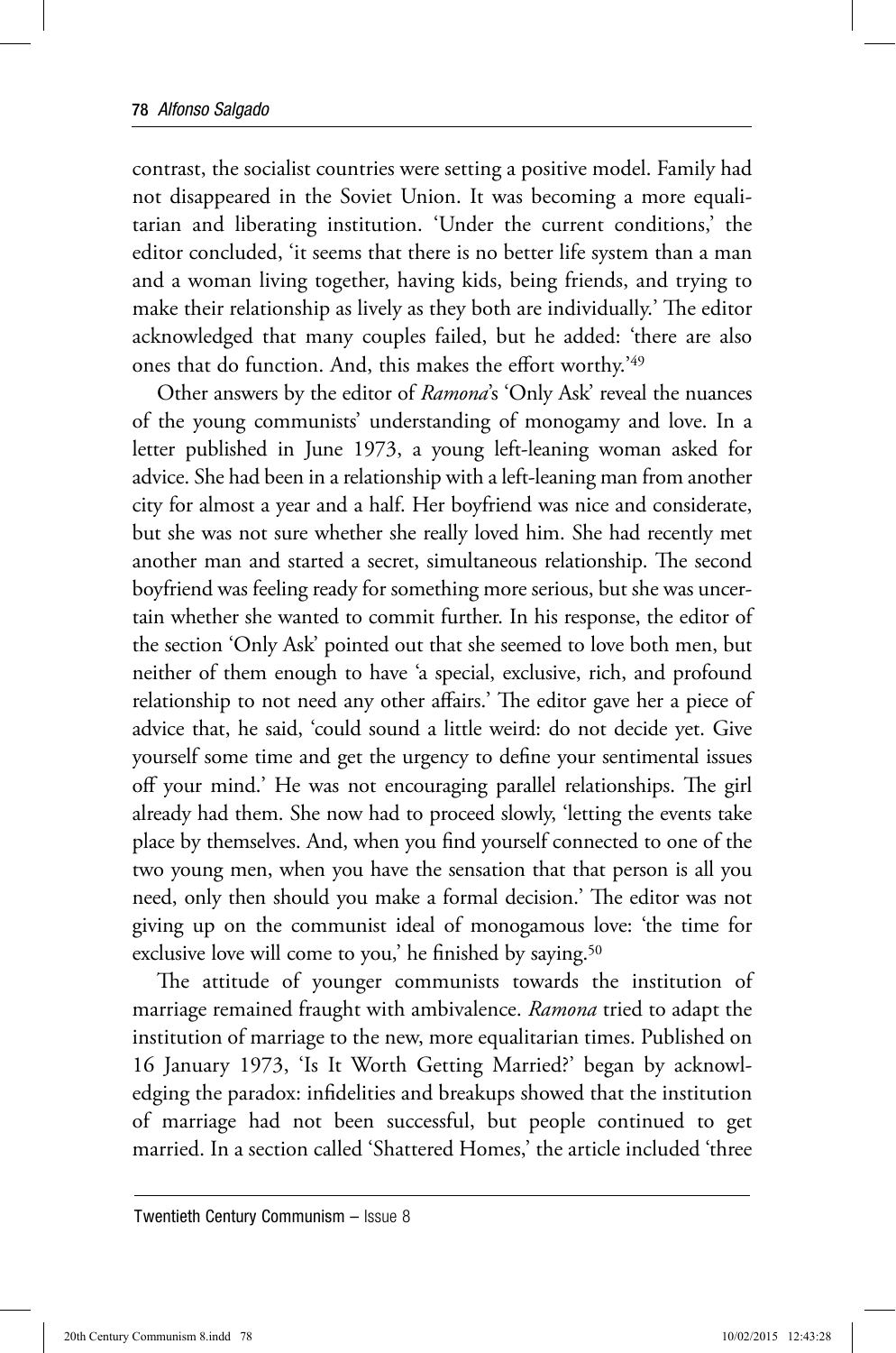contrast, the socialist countries were setting a positive model. Family had not disappeared in the Soviet Union. It was becoming a more equalitarian and liberating institution. 'Under the current conditions,' the editor concluded, 'it seems that there is no better life system than a man and a woman living together, having kids, being friends, and trying to make their relationship as lively as they both are individually.' The editor acknowledged that many couples failed, but he added: 'there are also ones that do function. And, this makes the effort worthy.'[49]

Other answers by the editor of *Ramona*'s 'Only Ask' reveal the nuances of the young communists' understanding of monogamy and love. In a letter published in June 1973, a young left-leaning woman asked for advice. She had been in a relationship with a left-leaning man from another city for almost a year and a half. Her boyfriend was nice and considerate, but she was not sure whether she really loved him. She had recently met another man and started a secret, simultaneous relationship. The second boyfriend was feeling ready for something more serious, but she was uncertain whether she wanted to commit further. In his response, the editor of the section 'Only Ask' pointed out that she seemed to love both men, but neither of them enough to have 'a special, exclusive, rich, and profound relationship to not need any other affairs.' The editor gave her a piece of advice that, he said, 'could sound a little weird: do not decide yet. Give yourself some time and get the urgency to define your sentimental issues off your mind.' He was not encouraging parallel relationships. The girl already had them. She now had to proceed slowly, 'letting the events take place by themselves. And, when you find yourself connected to one of the two young men, when you have the sensation that that person is all you need, only then should you make a formal decision.' The editor was not giving up on the communist ideal of monogamous love: 'the time for exclusive love will come to you,' he finished by saying.[50]

The attitude of younger communists towards the institution of marriage remained fraught with ambivalence. *Ramona* tried to adapt the institution of marriage to the new, more equalitarian times. Published on 16 January 1973, 'Is It Worth Getting Married?' began by acknowledging the paradox: infidelities and breakups showed that the institution of marriage had not been successful, but people continued to get married. In a section called 'Shattered Homes,' the article included 'three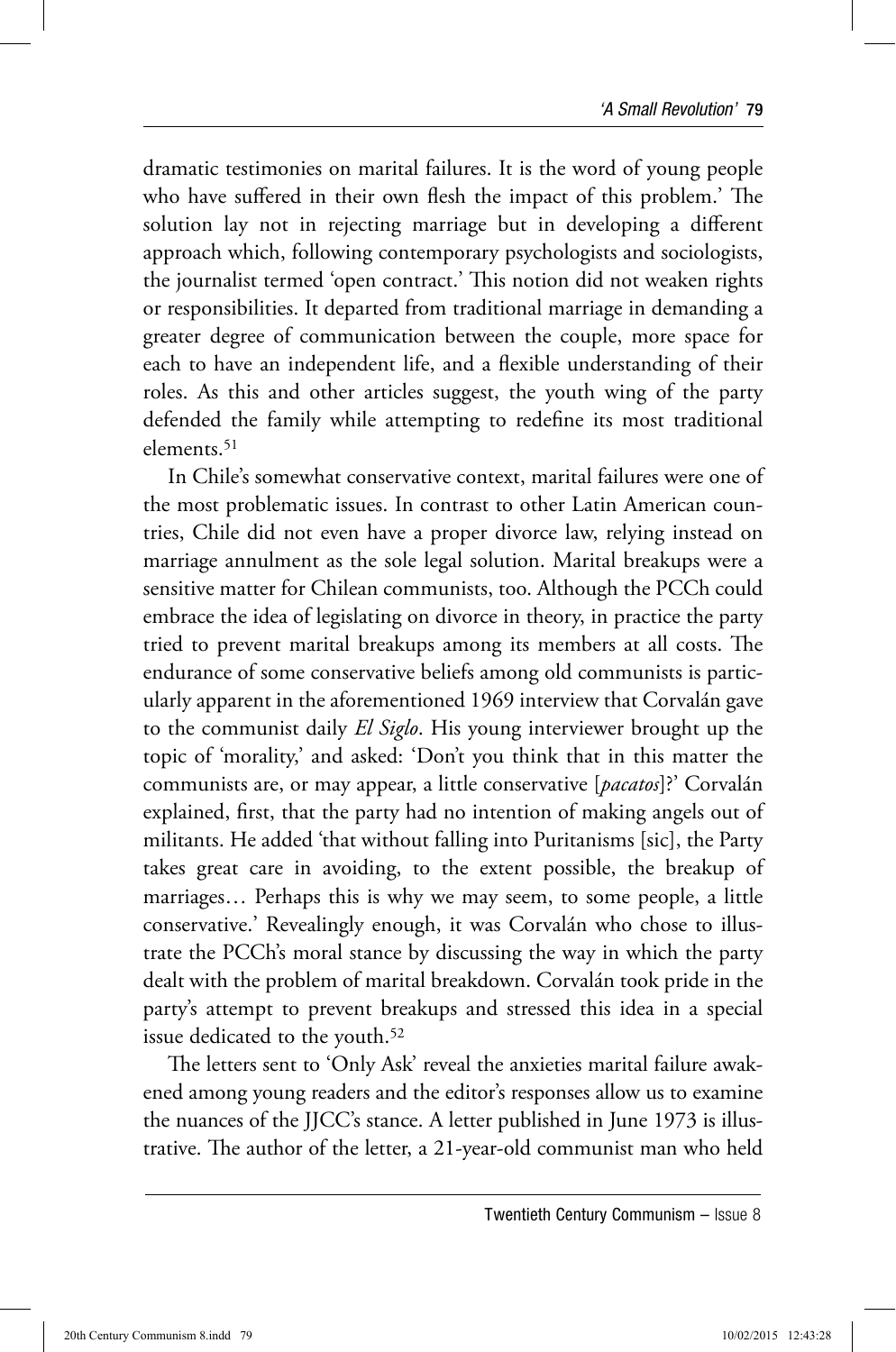dramatic testimonies on marital failures. It is the word of young people who have suffered in their own flesh the impact of this problem.' The solution lay not in rejecting marriage but in developing a different approach which, following contemporary psychologists and sociologists, the journalist termed 'open contract.' This notion did not weaken rights or responsibilities. It departed from traditional marriage in demanding a greater degree of communication between the couple, more space for each to have an independent life, and a flexible understanding of their roles. As this and other articles suggest, the youth wing of the party defended the family while attempting to redefine its most traditional elements.[51]

In Chile's somewhat conservative context, marital failures were one of the most problematic issues. In contrast to other Latin American countries, Chile did not even have a proper divorce law, relying instead on marriage annulment as the sole legal solution. Marital breakups were a sensitive matter for Chilean communists, too. Although the PCCh could embrace the idea of legislating on divorce in theory, in practice the party tried to prevent marital breakups among its members at all costs. The endurance of some conservative beliefs among old communists is particularly apparent in the aforementioned 1969 interview that Corvalán gave to the communist daily *El Siglo*. His young interviewer brought up the topic of 'morality,' and asked: 'Don't you think that in this matter the communists are, or may appear, a little conservative [*pacatos*]?' Corvalán explained, first, that the party had no intention of making angels out of militants. He added 'that without falling into Puritanisms [sic], the Party takes great care in avoiding, to the extent possible, the breakup of marriages… Perhaps this is why we may seem, to some people, a little conservative.' Revealingly enough, it was Corvalán who chose to illustrate the PCCh's moral stance by discussing the way in which the party dealt with the problem of marital breakdown. Corvalán took pride in the party's attempt to prevent breakups and stressed this idea in a special issue dedicated to the youth.[52]

The letters sent to 'Only Ask' reveal the anxieties marital failure awakened among young readers and the editor's responses allow us to examine the nuances of the JJCC's stance. A letter published in June 1973 is illustrative. The author of the letter, a 21-year-old communist man who held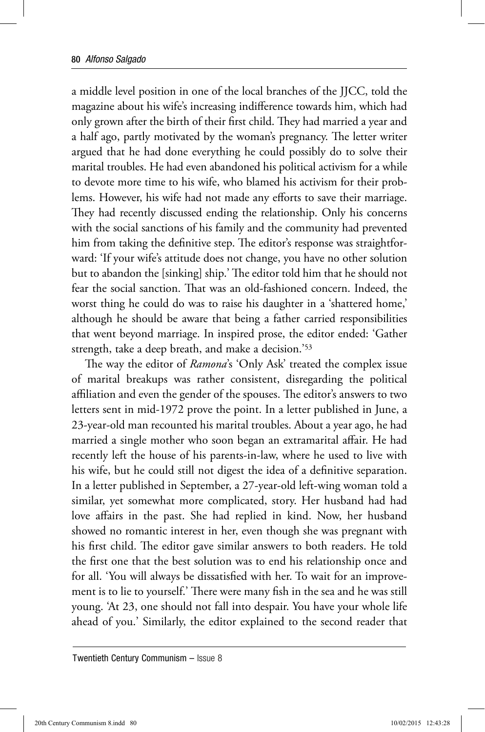a middle level position in one of the local branches of the JJCC, told the magazine about his wife's increasing indifference towards him, which had only grown after the birth of their first child. They had married a year and a half ago, partly motivated by the woman's pregnancy. The letter writer argued that he had done everything he could possibly do to solve their marital troubles. He had even abandoned his political activism for a while to devote more time to his wife, who blamed his activism for their problems. However, his wife had not made any efforts to save their marriage. They had recently discussed ending the relationship. Only his concerns with the social sanctions of his family and the community had prevented him from taking the definitive step. The editor's response was straightforward: 'If your wife's attitude does not change, you have no other solution but to abandon the [sinking] ship.' The editor told him that he should not fear the social sanction. That was an old-fashioned concern. Indeed, the worst thing he could do was to raise his daughter in a 'shattered home,' although he should be aware that being a father carried responsibilities that went beyond marriage. In inspired prose, the editor ended: 'Gather strength, take a deep breath, and make a decision.'[53]

The way the editor of *Ramona*'s 'Only Ask' treated the complex issue of marital breakups was rather consistent, disregarding the political affiliation and even the gender of the spouses. The editor's answers to two letters sent in mid-1972 prove the point. In a letter published in June, a 23-year-old man recounted his marital troubles. About a year ago, he had married a single mother who soon began an extramarital affair. He had recently left the house of his parents-in-law, where he used to live with his wife, but he could still not digest the idea of a definitive separation. In a letter published in September, a 27-year-old left-wing woman told a similar, yet somewhat more complicated, story. Her husband had had love affairs in the past. She had replied in kind. Now, her husband showed no romantic interest in her, even though she was pregnant with his first child. The editor gave similar answers to both readers. He told the first one that the best solution was to end his relationship once and for all. 'You will always be dissatisfied with her. To wait for an improvement is to lie to yourself.' There were many fish in the sea and he was still young. 'At 23, one should not fall into despair. You have your whole life ahead of you.' Similarly, the editor explained to the second reader that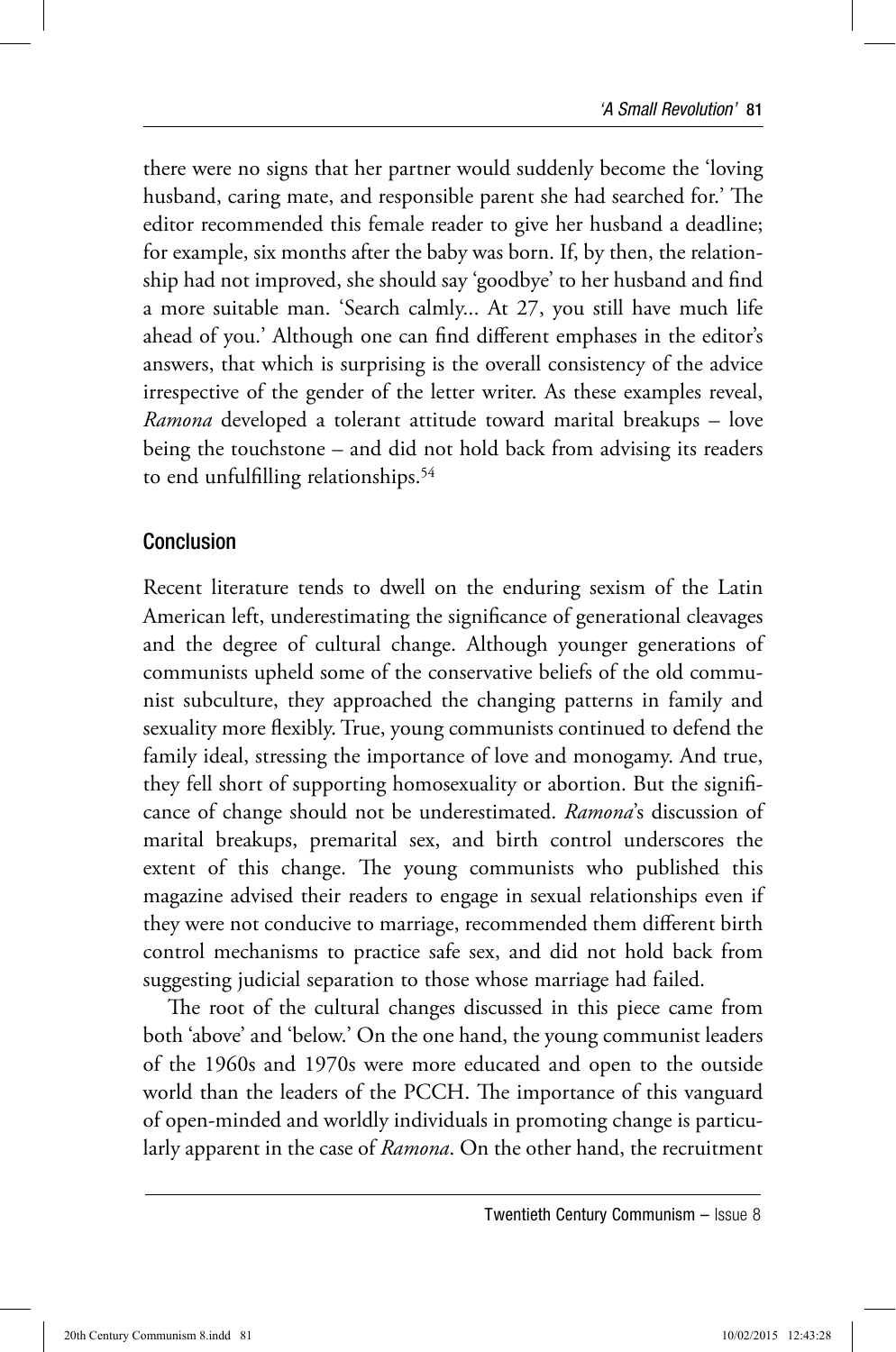there were no signs that her partner would suddenly become the 'loving husband, caring mate, and responsible parent she had searched for.' The editor recommended this female reader to give her husband a deadline; for example, six months after the baby was born. If, by then, the relationship had not improved, she should say 'goodbye' to her husband and find a more suitable man. 'Search calmly... At 27, you still have much life ahead of you.' Although one can find different emphases in the editor's answers, that which is surprising is the overall consistency of the advice irrespective of the gender of the letter writer. As these examples reveal, *Ramona* developed a tolerant attitude toward marital breakups – love being the touchstone – and did not hold back from advising its readers to end unfulfilling relationships.[54]

## Conclusion

Recent literature tends to dwell on the enduring sexism of the Latin American left, underestimating the significance of generational cleavages and the degree of cultural change. Although younger generations of communists upheld some of the conservative beliefs of the old communist subculture, they approached the changing patterns in family and sexuality more flexibly. True, young communists continued to defend the family ideal, stressing the importance of love and monogamy. And true, they fell short of supporting homosexuality or abortion. But the significance of change should not be underestimated. *Ramona*'s discussion of marital breakups, premarital sex, and birth control underscores the extent of this change. The young communists who published this magazine advised their readers to engage in sexual relationships even if they were not conducive to marriage, recommended them different birth control mechanisms to practice safe sex, and did not hold back from suggesting judicial separation to those whose marriage had failed.

The root of the cultural changes discussed in this piece came from both 'above' and 'below.' On the one hand, the young communist leaders of the 1960s and 1970s were more educated and open to the outside world than the leaders of the PCCH. The importance of this vanguard of open-minded and worldly individuals in promoting change is particularly apparent in the case of *Ramona*. On the other hand, the recruitment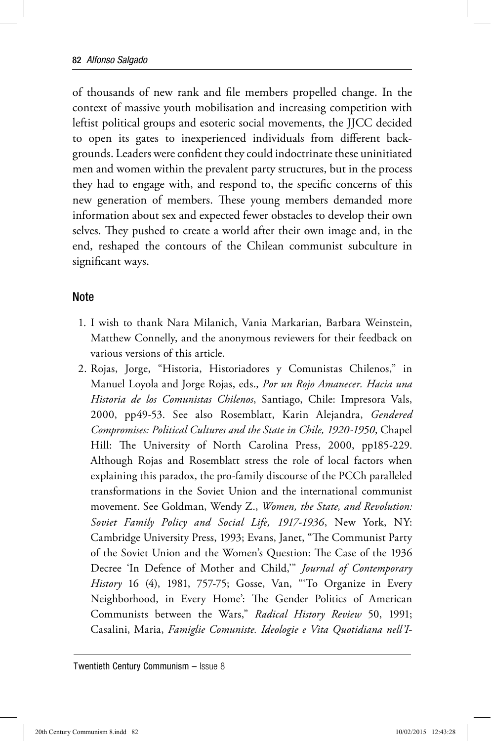of thousands of new rank and file members propelled change. In the context of massive youth mobilisation and increasing competition with leftist political groups and esoteric social movements, the JJCC decided to open its gates to inexperienced individuals from different backgrounds. Leaders were confident they could indoctrinate these uninitiated men and women within the prevalent party structures, but in the process they had to engage with, and respond to, the specific concerns of this new generation of members. These young members demanded more information about sex and expected fewer obstacles to develop their own selves. They pushed to create a world after their own image and, in the end, reshaped the contours of the Chilean communist subculture in significant ways.

## Note

1. I wish to thank Nara Milanich, Vania Markarian, Barbara Weinstein, Matthew Connelly, and the anonymous reviewers for their feedback on various versions of this article.
2. Rojas, Jorge, "Historia, Historiadores y Comunistas Chilenos," in Manuel Loyola and Jorge Rojas, eds., *Por un Rojo Amanecer. Hacia una Historia de los Comunistas Chilenos*, Santiago, Chile: Impresora Vals, 2000, pp49-53. See also Rosemblatt, Karin Alejandra, *Gendered Compromises: Political Cultures and the State in Chile, 1920-1950*, Chapel Hill: The University of North Carolina Press, 2000, pp185-229. Although Rojas and Rosemblatt stress the role of local factors when explaining this paradox, the pro-family discourse of the PCCh paralleled transformations in the Soviet Union and the international communist movement. See Goldman, Wendy Z., *Women, the State, and Revolution: Soviet Family Policy and Social Life, 1917-1936*, New York, NY: Cambridge University Press, 1993; Evans, Janet, "The Communist Party of the Soviet Union and the Women's Question: The Case of the 1936 Decree 'In Defence of Mother and Child,'" *Journal of Contemporary History* 16 (4), 1981, 757-75; Gosse, Van, "'To Organize in Every Neighborhood, in Every Home': The Gender Politics of American Communists between the Wars," *Radical History Review* 50, 1991; Casalini, Maria, *Famiglie Comuniste. Ideologie e Vita Quotidiana nell'I-*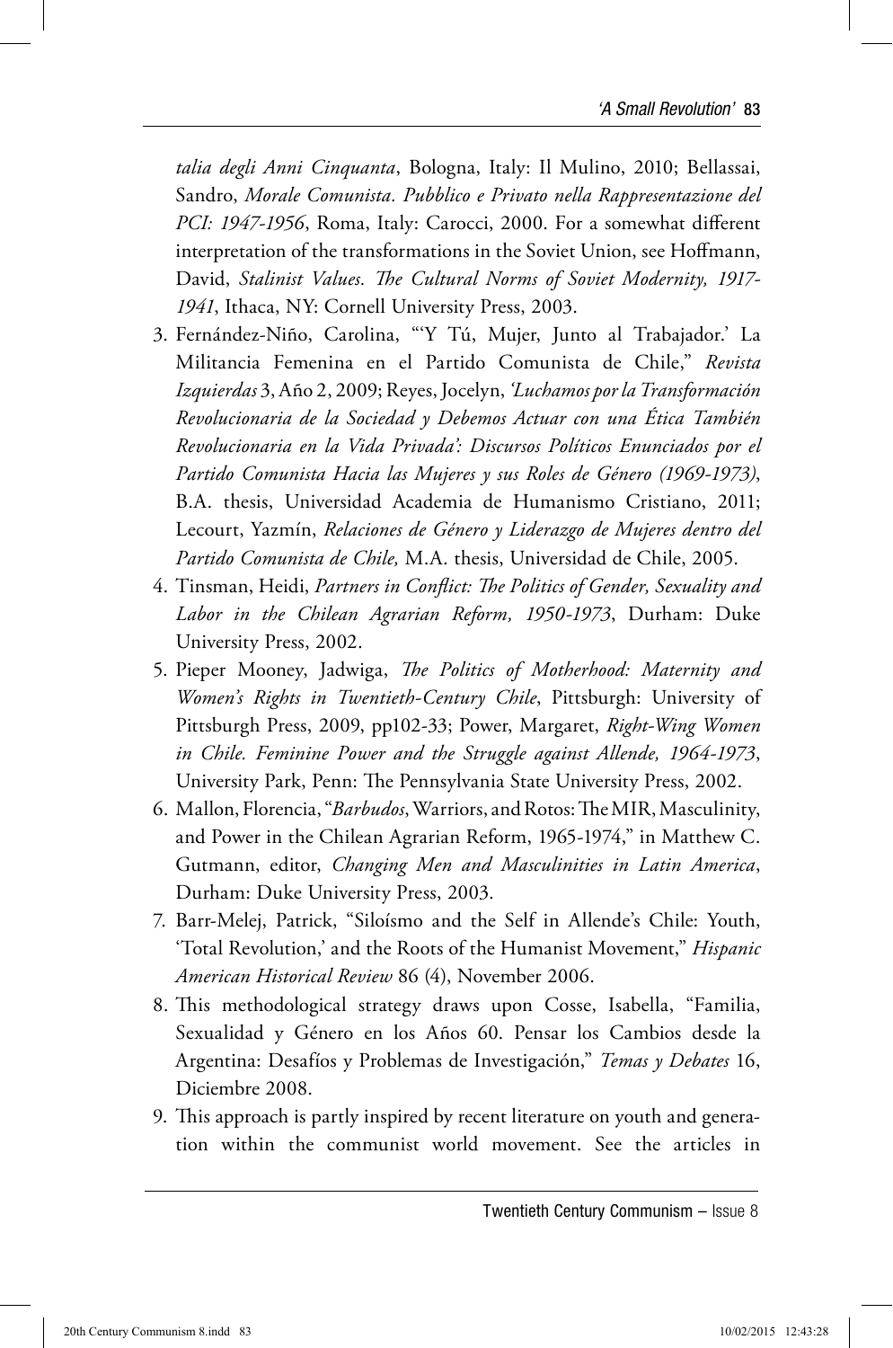*talia degli Anni Cinquanta*, Bologna, Italy: Il Mulino, 2010; Bellassai, Sandro, *Morale Comunista. Pubblico e Privato nella Rappresentazione del PCI: 1947-1956*, Roma, Italy: Carocci, 2000. For a somewhat different interpretation of the transformations in the Soviet Union, see Hoffmann, David, *Stalinist Values. The Cultural Norms of Soviet Modernity, 1917-1941*, Ithaca, NY: Cornell University Press, 2003.

3. Fernández-Niño, Carolina, "'Y Tú, Mujer, Junto al Trabajador.' La Militancia Femenina en el Partido Comunista de Chile," *Revista Izquierdas* 3, Año 2, 2009; Reyes, Jocelyn, *'Luchamos por la Transformación Revolucionaria de la Sociedad y Debemos Actuar con una Ética También Revolucionaria en la Vida Privada': Discursos Políticos Enunciados por el Partido Comunista Hacia las Mujeres y sus Roles de Género (1969-1973)*, B.A. thesis, Universidad Academia de Humanismo Cristiano, 2011; Lecourt, Yazmín, *Relaciones de Género y Liderazgo de Mujeres dentro del Partido Comunista de Chile,* M.A. thesis, Universidad de Chile, 2005.
4. Tinsman, Heidi, *Partners in Conflict: The Politics of Gender, Sexuality and Labor in the Chilean Agrarian Reform, 1950-1973*, Durham: Duke University Press, 2002.
5. Pieper Mooney, Jadwiga, *The Politics of Motherhood: Maternity and Women's Rights in Twentieth-Century Chile*, Pittsburgh: University of Pittsburgh Press, 2009, pp102-33; Power, Margaret, *Right-Wing Women in Chile. Feminine Power and the Struggle against Allende, 1964-1973*, University Park, Penn: The Pennsylvania State University Press, 2002.
6. Mallon, Florencia, "*Barbudos*, Warriors, and Rotos: The MIR, Masculinity, and Power in the Chilean Agrarian Reform, 1965-1974," in Matthew C. Gutmann, editor, *Changing Men and Masculinities in Latin America*, Durham: Duke University Press, 2003.
7. Barr-Melej, Patrick, "Siloísmo and the Self in Allende's Chile: Youth, 'Total Revolution,' and the Roots of the Humanist Movement," *Hispanic American Historical Review* 86 (4), November 2006.
8. This methodological strategy draws upon Cosse, Isabella, "Familia, Sexualidad y Género en los Años 60. Pensar los Cambios desde la Argentina: Desafíos y Problemas de Investigación," *Temas y Debates* 16, Diciembre 2008.
9. This approach is partly inspired by recent literature on youth and generation within the communist world movement. See the articles in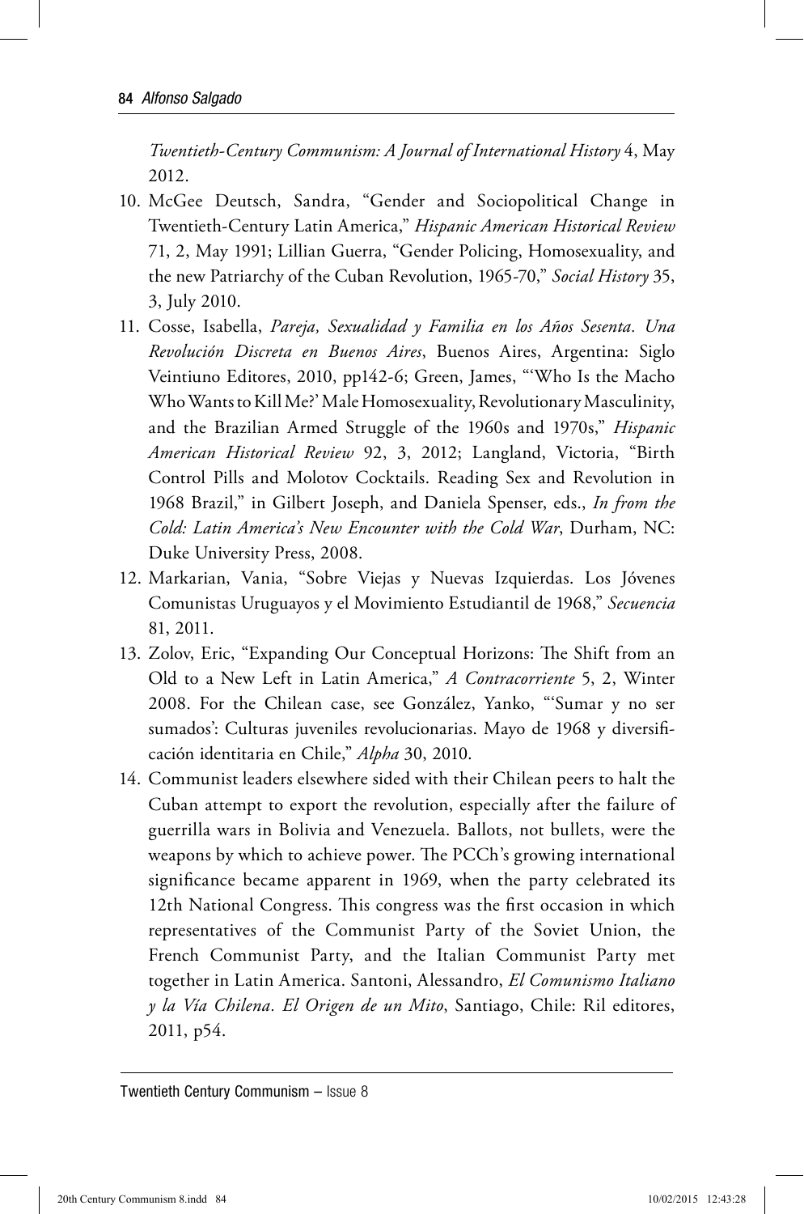*Twentieth-Century Communism: A Journal of International History* 4, May 2012.

10. McGee Deutsch, Sandra, "Gender and Sociopolitical Change in Twentieth-Century Latin America," *Hispanic American Historical Review* 71, 2, May 1991; Lillian Guerra, "Gender Policing, Homosexuality, and the new Patriarchy of the Cuban Revolution, 1965-70," *Social History* 35, 3, July 2010.
11. Cosse, Isabella, *Pareja, Sexualidad y Familia en los Años Sesenta. Una Revolución Discreta en Buenos Aires*, Buenos Aires, Argentina: Siglo Veintiuno Editores, 2010, pp142-6; Green, James, "'Who Is the Macho Who Wants to Kill Me?' Male Homosexuality, Revolutionary Masculinity, and the Brazilian Armed Struggle of the 1960s and 1970s," *Hispanic American Historical Review* 92, 3, 2012; Langland, Victoria, "Birth Control Pills and Molotov Cocktails. Reading Sex and Revolution in 1968 Brazil," in Gilbert Joseph, and Daniela Spenser, eds., *In from the Cold: Latin America's New Encounter with the Cold War*, Durham, NC: Duke University Press, 2008.
12. Markarian, Vania, "Sobre Viejas y Nuevas Izquierdas. Los Jóvenes Comunistas Uruguayos y el Movimiento Estudiantil de 1968," *Secuencia* 81, 2011.
13. Zolov, Eric, "Expanding Our Conceptual Horizons: The Shift from an Old to a New Left in Latin America," *A Contracorriente* 5, 2, Winter 2008. For the Chilean case, see González, Yanko, "'Sumar y no ser sumados': Culturas juveniles revolucionarias. Mayo de 1968 y diversificación identitaria en Chile," *Alpha* 30, 2010.
14. Communist leaders elsewhere sided with their Chilean peers to halt the Cuban attempt to export the revolution, especially after the failure of guerrilla wars in Bolivia and Venezuela. Ballots, not bullets, were the weapons by which to achieve power. The PCCh's growing international significance became apparent in 1969, when the party celebrated its 12th National Congress. This congress was the first occasion in which representatives of the Communist Party of the Soviet Union, the French Communist Party, and the Italian Communist Party met together in Latin America. Santoni, Alessandro, *El Comunismo Italiano y la Vía Chilena. El Origen de un Mito*, Santiago, Chile: Ril editores, 2011, p54.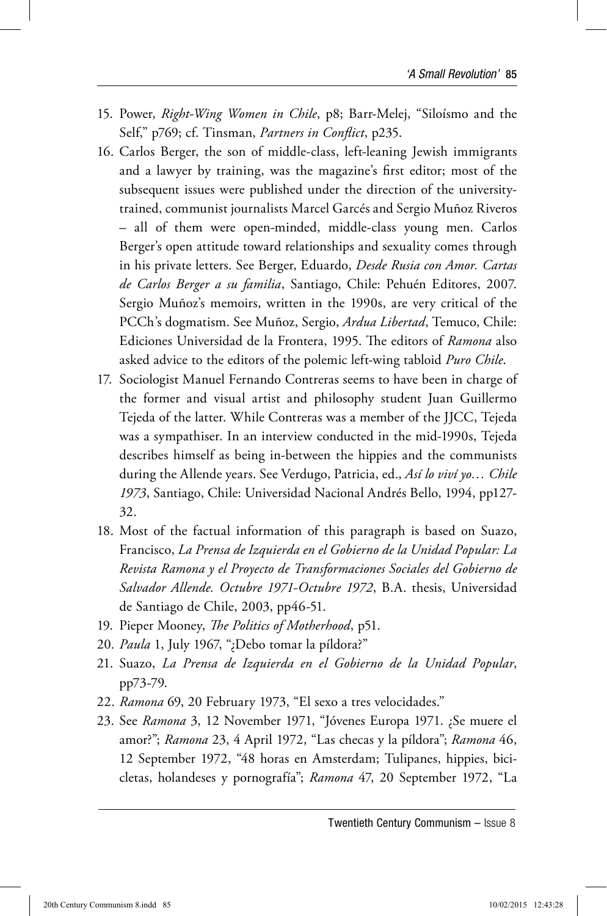15. Power, *Right-Wing Women in Chile*, p8; Barr-Melej, "Siloísmo and the Self," p769; cf. Tinsman, *Partners in Conflict*, p235.
16. Carlos Berger, the son of middle-class, left-leaning Jewish immigrants and a lawyer by training, was the magazine's first editor; most of the subsequent issues were published under the direction of the university-trained, communist journalists Marcel Garcés and Sergio Muñoz Riveros – all of them were open-minded, middle-class young men. Carlos Berger's open attitude toward relationships and sexuality comes through in his private letters. See Berger, Eduardo, *Desde Rusia con Amor. Cartas de Carlos Berger a su familia*, Santiago, Chile: Pehuén Editores, 2007. Sergio Muñoz's memoirs, written in the 1990s, are very critical of the PCCh's dogmatism. See Muñoz, Sergio, *Ardua Libertad*, Temuco, Chile: Ediciones Universidad de la Frontera, 1995. The editors of *Ramona* also asked advice to the editors of the polemic left-wing tabloid *Puro Chile*.
17. Sociologist Manuel Fernando Contreras seems to have been in charge of the former and visual artist and philosophy student Juan Guillermo Tejeda of the latter. While Contreras was a member of the JJCC, Tejeda was a sympathiser. In an interview conducted in the mid-1990s, Tejeda describes himself as being in-between the hippies and the communists during the Allende years. See Verdugo, Patricia, ed., *Así lo viví yo… Chile 1973*, Santiago, Chile: Universidad Nacional Andrés Bello, 1994, pp127-32.
18. Most of the factual information of this paragraph is based on Suazo, Francisco, *La Prensa de Izquierda en el Gobierno de la Unidad Popular: La Revista Ramona y el Proyecto de Transformaciones Sociales del Gobierno de Salvador Allende. Octubre 1971-Octubre 1972*, B.A. thesis, Universidad de Santiago de Chile, 2003, pp46-51.
19. Pieper Mooney, *The Politics of Motherhood*, p51.
20. *Paula* 1, July 1967, "¿Debo tomar la píldora?"
21. Suazo, *La Prensa de Izquierda en el Gobierno de la Unidad Popular*, pp73-79.
22. *Ramona* 69, 20 February 1973, "El sexo a tres velocidades."
23. See *Ramona* 3, 12 November 1971, "Jóvenes Europa 1971. ¿Se muere el amor?"; *Ramona* 23, 4 April 1972, "Las checas y la píldora"; *Ramona* 46, 12 September 1972, "48 horas en Amsterdam; Tulipanes, hippies, bicicletas, holandeses y pornografía"; *Ramona* 47, 20 September 1972, "La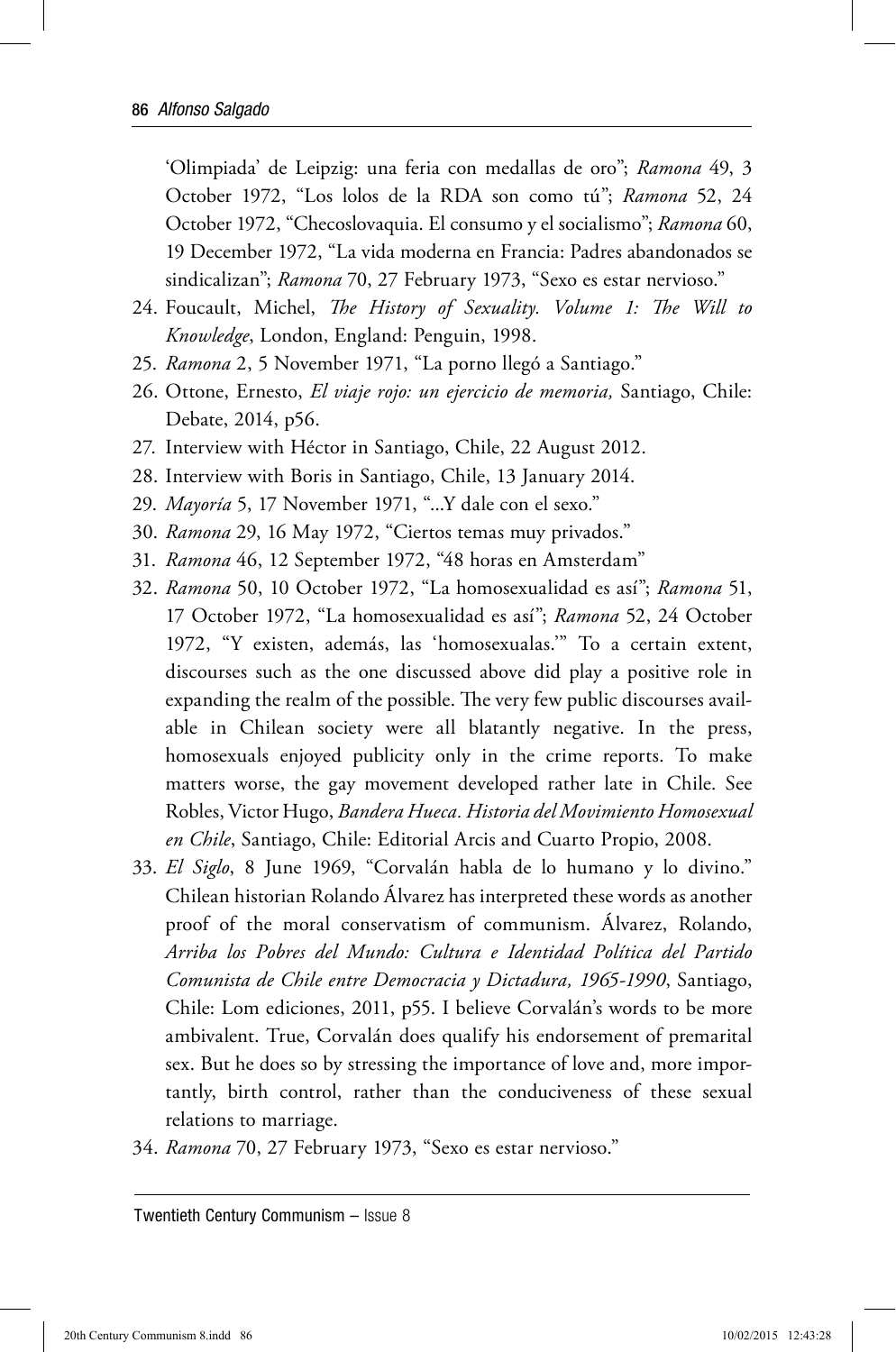'Olimpiada' de Leipzig: una feria con medallas de oro"; *Ramona* 49, 3 October 1972, "Los lolos de la RDA son como tú"; *Ramona* 52, 24 October 1972, "Checoslovaquia. El consumo y el socialismo"; *Ramona* 60, 19 December 1972, "La vida moderna en Francia: Padres abandonados se sindicalizan"; *Ramona* 70, 27 February 1973, "Sexo es estar nervioso."

24. Foucault, Michel, *The History of Sexuality. Volume 1: The Will to Knowledge*, London, England: Penguin, 1998.
25. *Ramona* 2, 5 November 1971, "La porno llegó a Santiago."
26. Ottone, Ernesto, *El viaje rojo: un ejercicio de memoria,* Santiago, Chile: Debate, 2014, p56.
27. Interview with Héctor in Santiago, Chile, 22 August 2012.
28. Interview with Boris in Santiago, Chile, 13 January 2014.
29. *Mayoría* 5, 17 November 1971, "...Y dale con el sexo."
30. *Ramona* 29, 16 May 1972, "Ciertos temas muy privados."
31. *Ramona* 46, 12 September 1972, "48 horas en Amsterdam"
32. *Ramona* 50, 10 October 1972, "La homosexualidad es así"; *Ramona* 51, 17 October 1972, "La homosexualidad es así"; *Ramona* 52, 24 October 1972, "Y existen, además, las 'homosexualas.'" To a certain extent, discourses such as the one discussed above did play a positive role in expanding the realm of the possible. The very few public discourses available in Chilean society were all blatantly negative. In the press, homosexuals enjoyed publicity only in the crime reports. To make matters worse, the gay movement developed rather late in Chile. See Robles, Victor Hugo, *Bandera Hueca. Historia del Movimiento Homosexual en Chile*, Santiago, Chile: Editorial Arcis and Cuarto Propio, 2008.
33. *El Siglo*, 8 June 1969, "Corvalán habla de lo humano y lo divino." Chilean historian Rolando Álvarez has interpreted these words as another proof of the moral conservatism of communism. Álvarez, Rolando, *Arriba los Pobres del Mundo: Cultura e Identidad Política del Partido Comunista de Chile entre Democracia y Dictadura, 1965-1990*, Santiago, Chile: Lom ediciones, 2011, p55. I believe Corvalán's words to be more ambivalent. True, Corvalán does qualify his endorsement of premarital sex. But he does so by stressing the importance of love and, more importantly, birth control, rather than the conduciveness of these sexual relations to marriage.
34. *Ramona* 70, 27 February 1973, "Sexo es estar nervioso."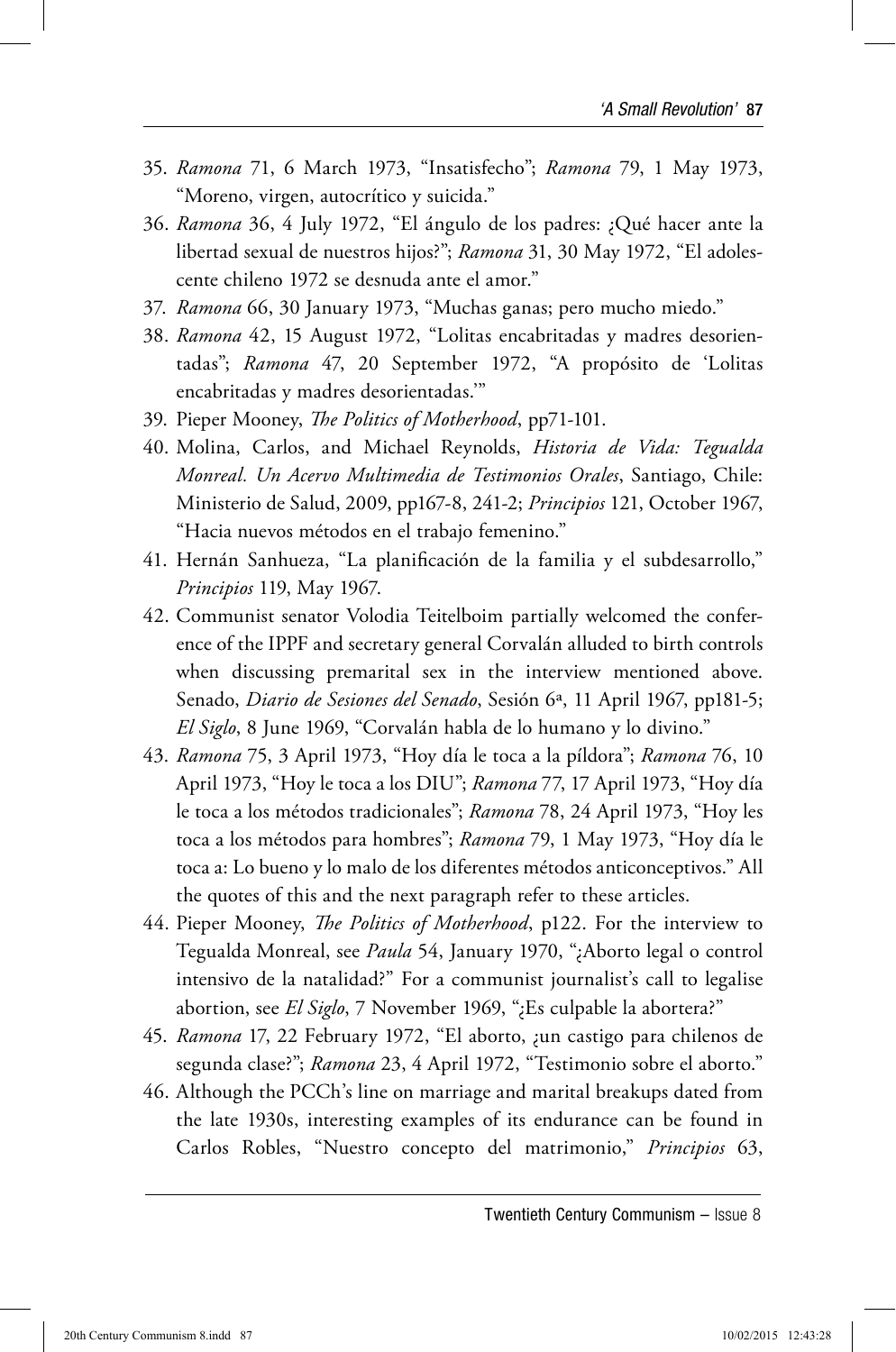35. *Ramona* 71, 6 March 1973, "Insatisfecho"; *Ramona* 79, 1 May 1973, "Moreno, virgen, autocrítico y suicida."
36. *Ramona* 36, 4 July 1972, "El ángulo de los padres: ¿Qué hacer ante la libertad sexual de nuestros hijos?"; *Ramona* 31, 30 May 1972, "El adolescente chileno 1972 se desnuda ante el amor."
37. *Ramona* 66, 30 January 1973, "Muchas ganas; pero mucho miedo."
38. *Ramona* 42, 15 August 1972, "Lolitas encabritadas y madres desorientadas"; *Ramona* 47, 20 September 1972, "A propósito de 'Lolitas encabritadas y madres desorientadas.'"
39. Pieper Mooney, *The Politics of Motherhood*, pp71-101.
40. Molina, Carlos, and Michael Reynolds, *Historia de Vida: Tegualda Monreal. Un Acervo Multimedia de Testimonios Orales*, Santiago, Chile: Ministerio de Salud, 2009, pp167-8, 241-2; *Principios* 121, October 1967, "Hacia nuevos métodos en el trabajo femenino."
41. Hernán Sanhueza, "La planificación de la familia y el subdesarrollo," *Principios* 119, May 1967.
42. Communist senator Volodia Teitelboim partially welcomed the conference of the IPPF and secretary general Corvalán alluded to birth controls when discussing premarital sex in the interview mentioned above. Senado, *Diario de Sesiones del Senado*, Sesión 6ª, 11 April 1967, pp181-5; *El Siglo*, 8 June 1969, "Corvalán habla de lo humano y lo divino."
43. *Ramona* 75, 3 April 1973, "Hoy día le toca a la píldora"; *Ramona* 76, 10 April 1973, "Hoy le toca a los DIU"; *Ramona* 77, 17 April 1973, "Hoy día le toca a los métodos tradicionales"; *Ramona* 78, 24 April 1973, "Hoy les toca a los métodos para hombres"; *Ramona* 79, 1 May 1973, "Hoy día le toca a: Lo bueno y lo malo de los diferentes métodos anticonceptivos." All the quotes of this and the next paragraph refer to these articles.
44. Pieper Mooney, *The Politics of Motherhood*, p122. For the interview to Tegualda Monreal, see *Paula* 54, January 1970, "¿Aborto legal o control intensivo de la natalidad?" For a communist journalist's call to legalise abortion, see *El Siglo*, 7 November 1969, "¿Es culpable la abortera?"
45. *Ramona* 17, 22 February 1972, "El aborto, ¿un castigo para chilenos de segunda clase?"; *Ramona* 23, 4 April 1972, "Testimonio sobre el aborto."
46. Although the PCCh's line on marriage and marital breakups dated from the late 1930s, interesting examples of its endurance can be found in Carlos Robles, "Nuestro concepto del matrimonio," *Principios* 63,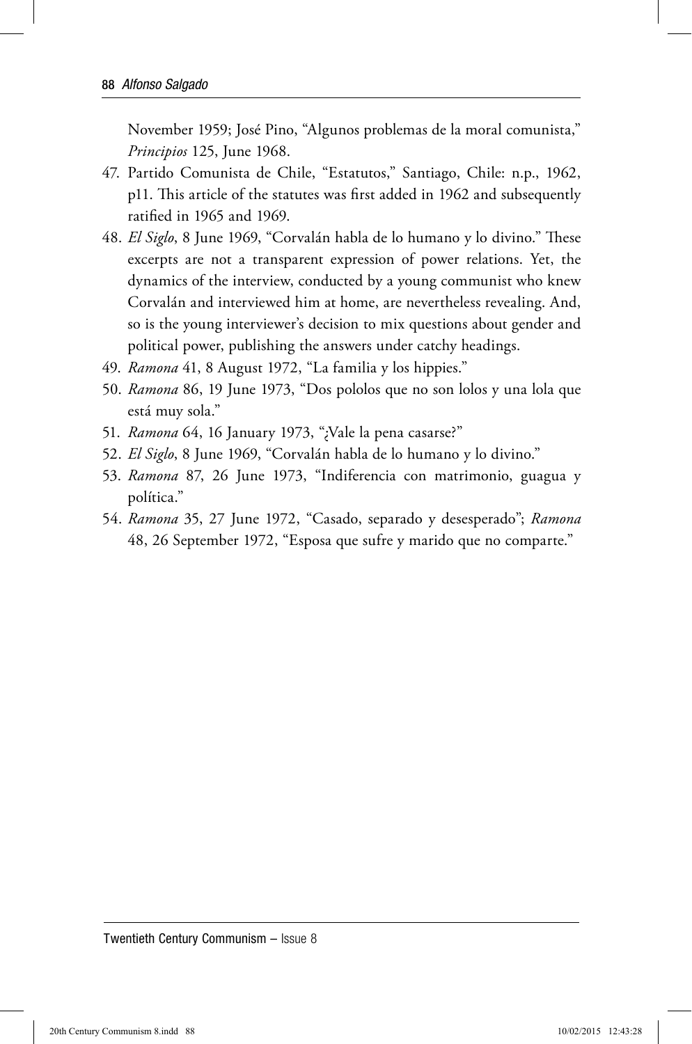November 1959; José Pino, "Algunos problemas de la moral comunista," *Principios* 125, June 1968.

47. Partido Comunista de Chile, "Estatutos," Santiago, Chile: n.p., 1962, p11. This article of the statutes was first added in 1962 and subsequently ratified in 1965 and 1969.
48. *El Siglo*, 8 June 1969, "Corvalán habla de lo humano y lo divino." These excerpts are not a transparent expression of power relations. Yet, the dynamics of the interview, conducted by a young communist who knew Corvalán and interviewed him at home, are nevertheless revealing. And, so is the young interviewer's decision to mix questions about gender and political power, publishing the answers under catchy headings.
49. *Ramona* 41, 8 August 1972, "La familia y los hippies."
50. *Ramona* 86, 19 June 1973, "Dos pololos que no son lolos y una lola que está muy sola."
51. *Ramona* 64, 16 January 1973, "¿Vale la pena casarse?"
52. *El Siglo*, 8 June 1969, "Corvalán habla de lo humano y lo divino."
53. *Ramona* 87, 26 June 1973, "Indiferencia con matrimonio, guagua y política."
54. *Ramona* 35, 27 June 1972, "Casado, separado y desesperado"; *Ramona* 48, 26 September 1972, "Esposa que sufre y marido que no comparte."